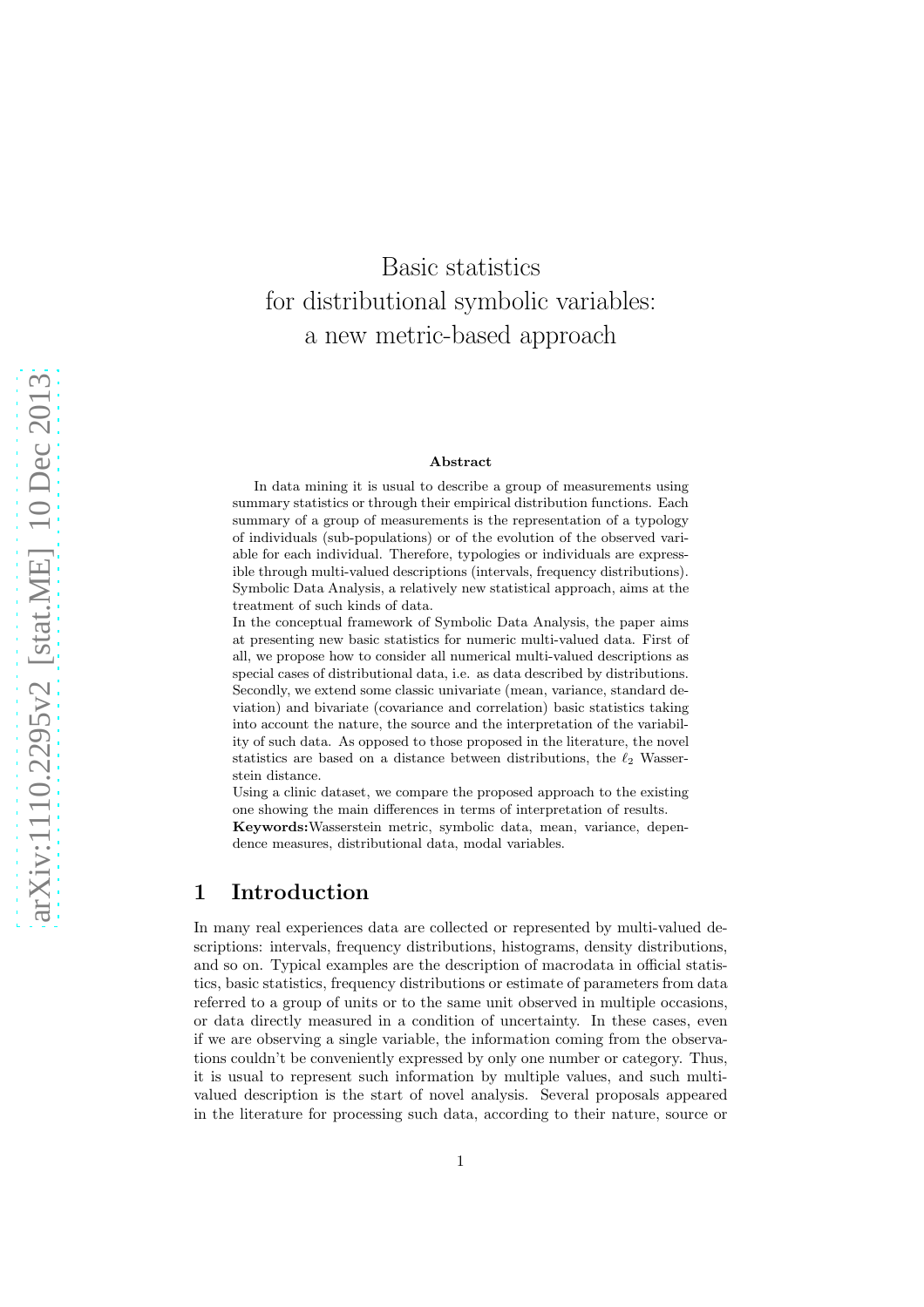# Basic statistics for distributional symbolic variables: a new metric-based approach

**Abstract**

In data mining it is usual to describe a group of measurements using summary statistics or through their empirical distribution functions. Each summary of a group of measurements is the representation of a typology of individuals (sub-populations) or of the evolution of the observed variable for each individual. Therefore, typologies or individuals are expressible through multi-valued descriptions (intervals, frequency distributions). Symbolic Data Analysis, a relatively new statistical approach, aims at the treatment of such kinds of data.

In the conceptual framework of Symbolic Data Analysis, the paper aims at presenting new basic statistics for numeric multi-valued data. First of all, we propose how to consider all numerical multi-valued descriptions as special cases of distributional data, i.e. as data described by distributions. Secondly, we extend some classic univariate (mean, variance, standard deviation) and bivariate (covariance and correlation) basic statistics taking into account the nature, the source and the interpretation of the variability of such data. As opposed to those proposed in the literature, the novel statistics are based on a distance between distributions, the $\ell_2$ Wasserstein distance.

Using a clinic dataset, we compare the proposed approach to the existing one showing the main differences in terms of interpretation of results.

**Keywords:** Wasserstein metric, symbolic data, mean, variance, dependence measures, distributional data, modal variables.

## 1 Introduction

In many real experiences data are collected or represented by multi-valued descriptions: intervals, frequency distributions, histograms, density distributions, and so on. Typical examples are the description of macrodata in official statistics, basic statistics, frequency distributions or estimate of parameters from data referred to a group of units or to the same unit observed in multiple occasions, or data directly measured in a condition of uncertainty. In these cases, even if we are observing a single variable, the information coming from the observations couldn't be conveniently expressed by only one number or category. Thus, it is usual to represent such information by multiple values, and such multi-valued description is the start of novel analysis. Several proposals appeared in the literature for processing such data, according to their nature, source or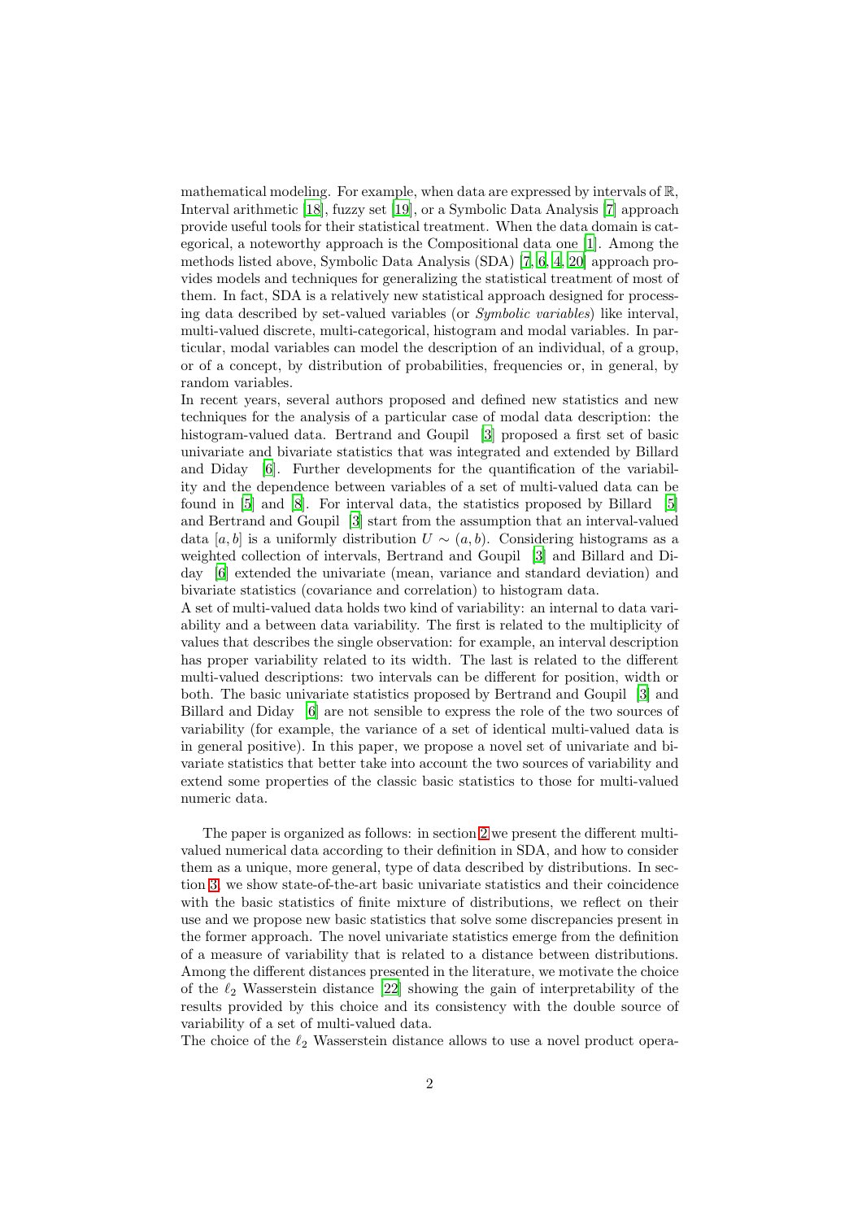mathematical modeling. For example, when data are expressed by intervals of $\mathbb{R}$, Interval arithmetic [18], fuzzy set [19], or a Symbolic Data Analysis [7] approach provide useful tools for their statistical treatment. When the data domain is categorical, a noteworthy approach is the Compositional data one [1]. Among the methods listed above, Symbolic Data Analysis (SDA) [7, 6, 4, 20] approach provides models and techniques for generalizing the statistical treatment of most of them. In fact, SDA is a relatively new statistical approach designed for processing data described by set-valued variables (or *Symbolic variables*) like interval, multi-valued discrete, multi-categorical, histogram and modal variables. In particular, modal variables can model the description of an individual, of a group, or of a concept, by distribution of probabilities, frequencies or, in general, by random variables.

In recent years, several authors proposed and defined new statistics and new techniques for the analysis of a particular case of modal data description: the histogram-valued data. Bertrand and Goupil [3] proposed a first set of basic univariate and bivariate statistics that was integrated and extended by Billard and Diday [6]. Further developments for the quantification of the variability and the dependence between variables of a set of multi-valued data can be found in [5] and [8]. For interval data, the statistics proposed by Billard [5] and Bertrand and Goupil [3] start from the assumption that an interval-valued data $[a, b]$ is a uniformly distribution $U \sim (a, b)$. Considering histograms as a weighted collection of intervals, Bertrand and Goupil [3] and Billard and Diday [6] extended the univariate (mean, variance and standard deviation) and bivariate statistics (covariance and correlation) to histogram data.

A set of multi-valued data holds two kind of variability: an internal to data variability and a between data variability. The first is related to the multiplicity of values that describes the single observation: for example, an interval description has proper variability related to its width. The last is related to the different multi-valued descriptions: two intervals can be different for position, width or both. The basic univariate statistics proposed by Bertrand and Goupil [3] and Billard and Diday [6] are not sensible to express the role of the two sources of variability (for example, the variance of a set of identical multi-valued data is in general positive). In this paper, we propose a novel set of univariate and bivariate statistics that better take into account the two sources of variability and extend some properties of the classic basic statistics to those for multi-valued numeric data.

The paper is organized as follows: in section 2 we present the different multi-valued numerical data according to their definition in SDA, and how to consider them as a unique, more general, type of data described by distributions. In section 3, we show state-of-the-art basic univariate statistics and their coincidence with the basic statistics of finite mixture of distributions, we reflect on their use and we propose new basic statistics that solve some discrepancies present in the former approach. The novel univariate statistics emerge from the definition of a measure of variability that is related to a distance between distributions. Among the different distances presented in the literature, we motivate the choice of the $\ell_2$ Wasserstein distance [22] showing the gain of interpretability of the results provided by this choice and its consistency with the double source of variability of a set of multi-valued data.

The choice of the $\ell_2$ Wasserstein distance allows to use a novel product opera-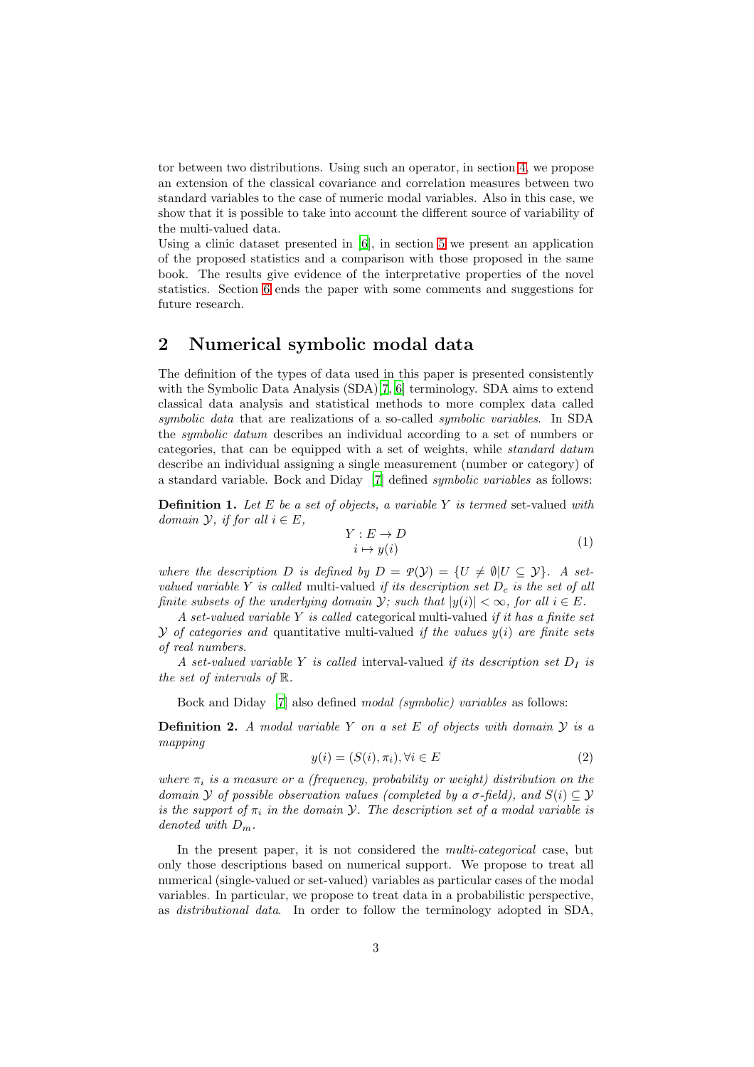tor between two distributions. Using such an operator, in section 4, we propose an extension of the classical covariance and correlation measures between two standard variables to the case of numeric modal variables. Also in this case, we show that it is possible to take into account the different source of variability of the multi-valued data.

Using a clinic dataset presented in [6], in section 5 we present an application of the proposed statistics and a comparison with those proposed in the same book. The results give evidence of the interpretative properties of the novel statistics. Section 6 ends the paper with some comments and suggestions for future research.

## 2 Numerical symbolic modal data

The definition of the types of data used in this paper is presented consistently with the Symbolic Data Analysis (SDA) [7, 6] terminology. SDA aims to extend classical data analysis and statistical methods to more complex data called *symbolic data* that are realizations of a so-called *symbolic variables*. In SDA the *symbolic datum* describes an individual according to a set of numbers or categories, that can be equipped with a set of weights, while *standard datum* describe an individual assigning a single measurement (number or category) of a standard variable. Bock and Diday [7] defined *symbolic variables* as follows:

**Definition 1.** *Let $E$ be a set of objects, a variable $Y$ is termed* set-valued *with domain $\mathcal{Y}$, if for all $i \in E$,*

$$
\begin{array}{c} Y : E \to D \\ i \mapsto y(i) \end{array} \tag{1}
$$

*where the description $D$ is defined by $D = \mathcal{P}(\mathcal{Y}) = \{U \neq \emptyset | U \subseteq \mathcal{Y}\}$. A set-valued variable $Y$ is called* multi-valued *if its description set $D_c$ is the set of all finite subsets of the underlying domain $\mathcal{Y}$; such that $|y(i)| < \infty$, for all $i \in E$.*

*A set-valued variable $Y$ is called* categorical multi-valued *if it has a finite set $\mathcal{Y}$ of categories and* quantitative multi-valued *if the values $y(i)$ are finite sets of real numbers.*

*A set-valued variable $Y$ is called* interval-valued *if its description set $D_I$ is the set of intervals of $\mathbb{R}$.*

Bock and Diday [7] also defined *modal (symbolic) variables* as follows:

**Definition 2.** *A modal variable $Y$ on a set $E$ of objects with domain $\mathcal{Y}$ is a mapping*

$$
y(i) = (S(i), \pi_i), \forall i \in E \tag{2}
$$

*where $\pi_i$ is a measure or a (frequency, probability or weight) distribution on the domain $\mathcal{Y}$ of possible observation values (completed by a $\sigma$-field), and $S(i) \subseteq \mathcal{Y}$ is the support of $\pi_i$ in the domain $\mathcal{Y}$. The description set of a modal variable is denoted with $D_m$.*

In the present paper, it is not considered the *multi-categorical* case, but only those descriptions based on numerical support. We propose to treat all numerical (single-valued or set-valued) variables as particular cases of the modal variables. In particular, we propose to treat data in a probabilistic perspective, as *distributional data*. In order to follow the terminology adopted in SDA,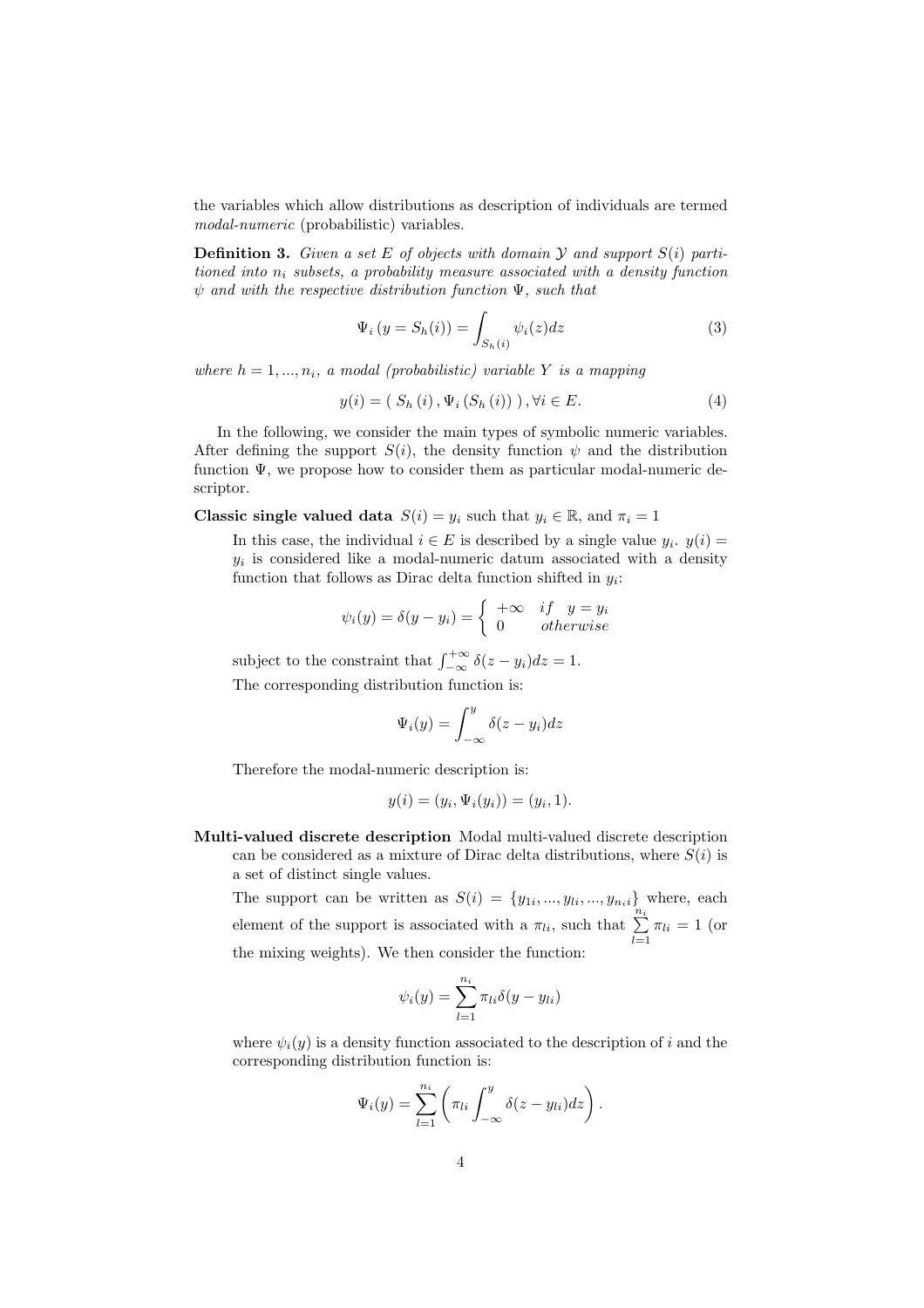the variables which allow distributions as description of individuals are termed *modal-numeric* (probabilistic) variables.

**Definition 3.** *Given a set $E$ of objects with domain $\mathcal{Y}$ and support $S(i)$ partitioned into $n_i$ subsets, a probability measure associated with a density function $\psi$ and with the respective distribution function $\Psi$, such that*

$$\Psi_i\left(y = S_h(i)\right) = \int_{S_h(i)} \psi_i(z)dz \tag{3}$$

*where $h = 1, ..., n_i$, a modal (probabilistic) variable $Y$ is a mapping*

$$y(i) = (\ S_h\left(i\right), \Psi_i\left(S_h\left(i\right)\right)\ ), \forall i \in E. \tag{4}$$

In the following, we consider the main types of symbolic numeric variables. After defining the support $S(i)$, the density function $\psi$ and the distribution function $\Psi$, we propose how to consider them as particular modal-numeric descriptor.

**Classic single valued data** $S(i) = y_i$ such that $y_i \in \mathbb{R}$, and $\pi_i = 1$

In this case, the individual $i \in E$ is described by a single value $y_i$. $y(i) = y_i$ is considered like a modal-numeric datum associated with a density function that follows as Dirac delta function shifted in $y_i$:

$$\psi_i(y) = \delta(y - y_i) = \begin{cases} +\infty & if \quad y = y_i \\ 0 & otherwise \end{cases}$$

subject to the constraint that $\int_{-\infty}^{+\infty} \delta(z - y_i)dz = 1$.

The corresponding distribution function is:

$$\Psi_i(y) = \int_{-\infty}^{y} \delta(z - y_i)dz$$

Therefore the modal-numeric description is:

$$y(i) = (y_i, \Psi_i(y_i)) = (y_i, 1).$$

**Multi-valued discrete description** Modal multi-valued discrete description can be considered as a mixture of Dirac delta distributions, where $S(i)$ is a set of distinct single values.

The support can be written as $S(i) = \{y_{1i}, ..., y_{li}, ..., y_{n_i i}\}$ where, each element of the support is associated with a $\pi_{li}$, such that $\sum\limits_{l=1}^{n_i} \pi_{li} = 1$ (or the mixing weights). We then consider the function:

$$\psi_i(y) = \sum_{l=1}^{n_i} \pi_{li} \delta(y - y_{li})$$

where $\psi_i(y)$ is a density function associated to the description of $i$ and the corresponding distribution function is:

$$\Psi_i(y) = \sum_{l=1}^{n_i} \left( \pi_{li} \int_{-\infty}^{y} \delta(z - y_{li})dz \right).$$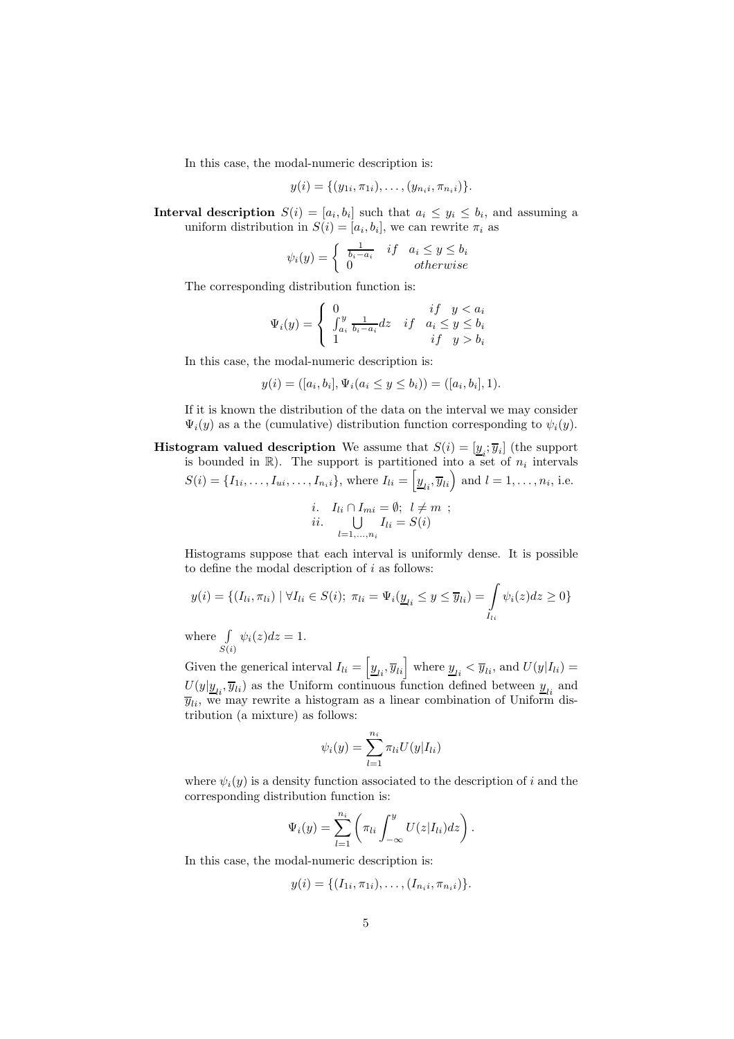In this case, the modal-numeric description is:

$$y(i) = \{(y_{1i}, \pi_{1i}), \ldots, (y_{n_i i}, \pi_{n_i i})\}.$$

**Interval description** $S(i) = [a_i, b_i]$ such that $a_i \leq y_i \leq b_i$, and assuming a uniform distribution in $S(i) = [a_i, b_i]$, we can rewrite $\pi_i$ as

$$\psi_i(y) = \begin{cases} \frac{1}{b_i - a_i} & if \quad a_i \leq y \leq b_i \\ 0 & otherwise \end{cases}$$

The corresponding distribution function is:

$$\Psi_i(y) = \begin{cases} 0 & if \quad y < a_i \\ \int_{a_i}^{y} \frac{1}{b_i - a_i} dz & if \quad a_i \leq y \leq b_i \\ 1 & if \quad y > b_i \end{cases}$$

In this case, the modal-numeric description is:

$$y(i) = ([a_i, b_i], \Psi_i(a_i \leq y \leq b_i)) = ([a_i, b_i], 1).$$

If it is known the distribution of the data on the interval we may consider $\Psi_i(y)$ as a the (cumulative) distribution function corresponding to $\psi_i(y)$.

**Histogram valued description** We assume that $S(i) = [\underline{y}_i; \overline{y}_i]$ (the support is bounded in $\mathbb{R}$). The support is partitioned into a set of $n_i$ intervals $S(i) = \{I_{1i}, \ldots, I_{ui}, \ldots, I_{n_i i}\}$, where $I_{li} = \left[\underline{y}_{li}, \overline{y}_{li}\right)$ and $l = 1, \ldots, n_i$, i.e.

$$\begin{array}{ll} i. & I_{li} \cap I_{mi} = \emptyset; \;\; l \neq m \;\; ; \\ ii. & \bigcup\limits_{l=1,\ldots,n_i} I_{li} = S(i) \end{array}$$

Histograms suppose that each interval is uniformly dense. It is possible to define the modal description of $i$ as follows:

$$y(i) = \{(I_{li}, \pi_{li}) \mid \forall I_{li} \in S(i); \; \pi_{li} = \Psi_i(\underline{y}_{li} \leq y \leq \overline{y}_{li}) = \int\limits_{I_{li}} \psi_i(z) dz \geq 0\}$$

where $\int\limits_{S(i)} \psi_i(z) dz = 1$.

Given the generical interval $I_{li} = \left[\underline{y}_{li}, \overline{y}_{li}\right]$ where $\underline{y}_{li} < \overline{y}_{li}$, and $U(y|I_{li}) = U(y|\underline{y}_{li}, \overline{y}_{li})$ as the Uniform continuous function defined between $\underline{y}_{li}$ and $\overline{y}_{li}$, we may rewrite a histogram as a linear combination of Uniform distribution (a mixture) as follows:

$$\psi_i(y) = \sum_{l=1}^{n_i} \pi_{li} U(y|I_{li})$$

where $\psi_i(y)$ is a density function associated to the description of $i$ and the corresponding distribution function is:

$$\Psi_i(y) = \sum_{l=1}^{n_i} \left( \pi_{li} \int_{-\infty}^{y} U(z|I_{li}) dz \right).$$

In this case, the modal-numeric description is:

$$y(i) = \{(I_{1i}, \pi_{1i}), \ldots, (I_{n_i i}, \pi_{n_i i})\}.$$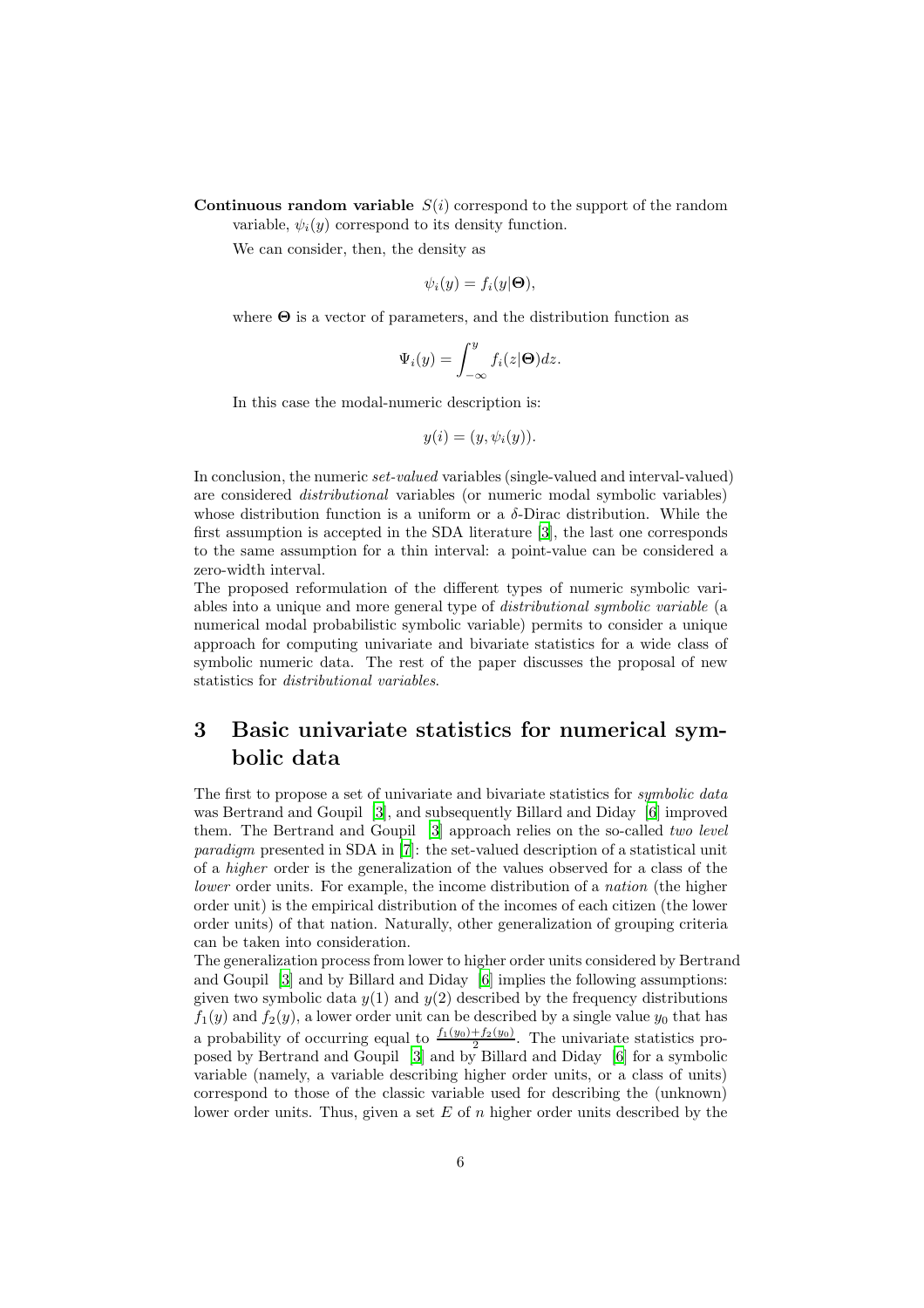**Continuous random variable** $S(i)$ correspond to the support of the random variable, $\psi_i(y)$ correspond to its density function.

We can consider, then, the density as

$$\psi_i(y) = f_i(y|\mathbf{\Theta}),$$

where $\mathbf{\Theta}$ is a vector of parameters, and the distribution function as

$$\Psi_i(y) = \int_{-\infty}^{y} f_i(z|\mathbf{\Theta})dz.$$

In this case the modal-numeric description is:

$$y(i) = (y, \psi_i(y)).$$

In conclusion, the numeric *set-valued* variables (single-valued and interval-valued) are considered *distributional* variables (or numeric modal symbolic variables) whose distribution function is a uniform or a $\delta$-Dirac distribution. While the first assumption is accepted in the SDA literature [3], the last one corresponds to the same assumption for a thin interval: a point-value can be considered a zero-width interval.

The proposed reformulation of the different types of numeric symbolic variables into a unique and more general type of *distributional symbolic variable* (a numerical modal probabilistic symbolic variable) permits to consider a unique approach for computing univariate and bivariate statistics for a wide class of symbolic numeric data. The rest of the paper discusses the proposal of new statistics for *distributional variables*.

# 3 Basic univariate statistics for numerical symbolic data

The first to propose a set of univariate and bivariate statistics for *symbolic data* was Bertrand and Goupil [3], and subsequently Billard and Diday [6] improved them. The Bertrand and Goupil [3] approach relies on the so-called *two level paradigm* presented in SDA in [7]: the set-valued description of a statistical unit of a *higher* order is the generalization of the values observed for a class of the *lower* order units. For example, the income distribution of a *nation* (the higher order unit) is the empirical distribution of the incomes of each citizen (the lower order units) of that nation. Naturally, other generalization of grouping criteria can be taken into consideration.

The generalization process from lower to higher order units considered by Bertrand and Goupil [3] and by Billard and Diday [6] implies the following assumptions: given two symbolic data $y(1)$ and $y(2)$ described by the frequency distributions $f_1(y)$ and $f_2(y)$, a lower order unit can be described by a single value $y_0$ that has a probability of occurring equal to $\frac{f_1(y_0)+f_2(y_0)}{2}$. The univariate statistics proposed by Bertrand and Goupil [3] and by Billard and Diday [6] for a symbolic variable (namely, a variable describing higher order units, or a class of units) correspond to those of the classic variable used for describing the (unknown) lower order units. Thus, given a set $E$ of $n$ higher order units described by the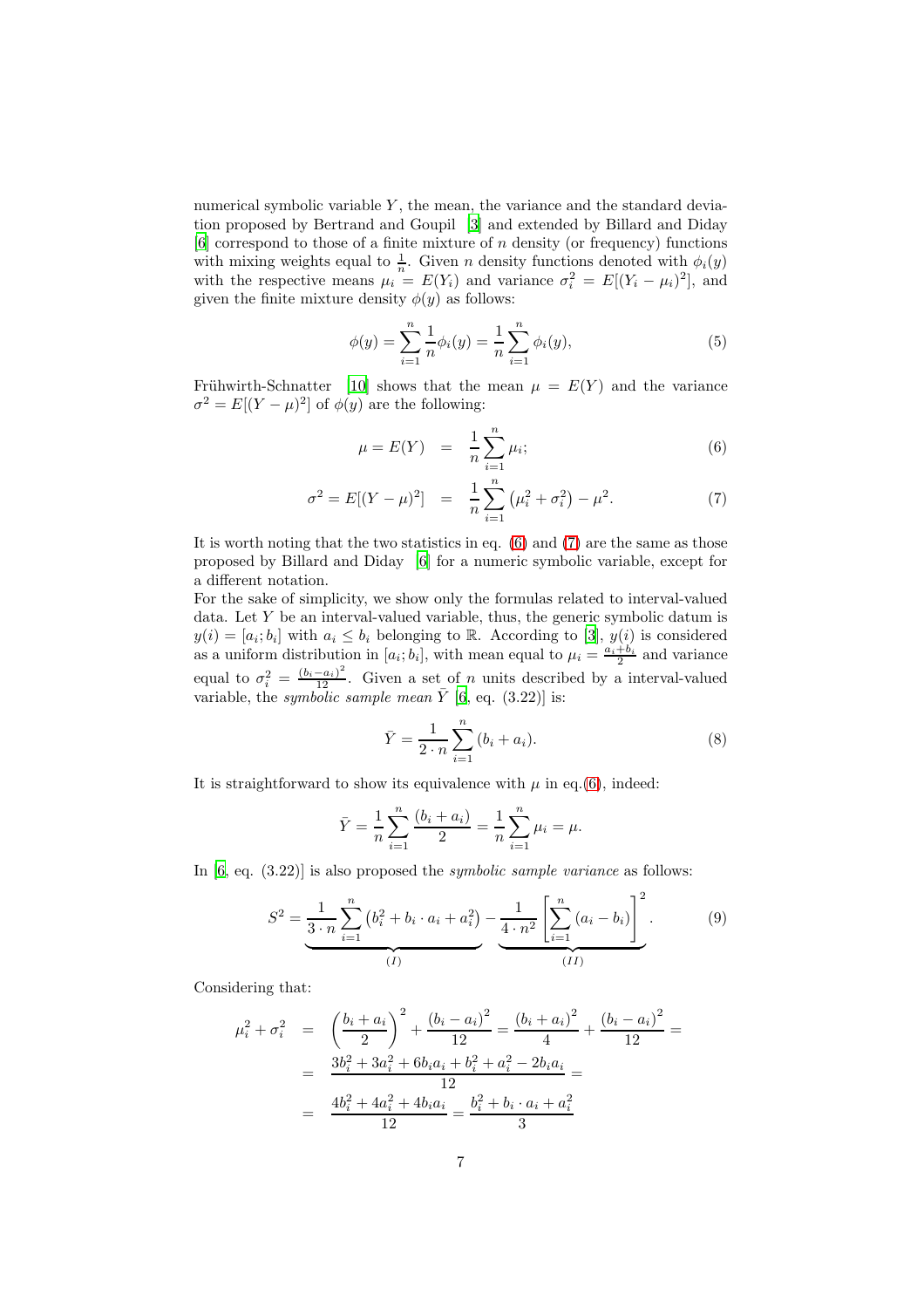numerical symbolic variable $Y$, the mean, the variance and the standard deviation proposed by Bertrand and Goupil [3] and extended by Billard and Diday [6] correspond to those of a finite mixture of $n$ density (or frequency) functions with mixing weights equal to $\frac{1}{n}$. Given $n$ density functions denoted with $\phi_i(y)$ with the respective means $\mu_i = E(Y_i)$ and variance $\sigma_i^2 = E[(Y_i - \mu_i)^2]$, and given the finite mixture density $\phi(y)$ as follows:

$$\phi(y) = \sum_{i=1}^{n} \frac{1}{n} \phi_i(y) = \frac{1}{n} \sum_{i=1}^{n} \phi_i(y), \tag{5}$$

Frühwirth-Schnatter [10] shows that the mean $\mu = E(Y)$ and the variance $\sigma^2 = E[(Y - \mu)^2]$ of $\phi(y)$ are the following:

$$\mu = E(Y) = \frac{1}{n} \sum_{i=1}^{n} \mu_i; \tag{6}$$

$$\sigma^2 = E[(Y - \mu)^2] = \frac{1}{n} \sum_{i=1}^{n} \left(\mu_i^2 + \sigma_i^2\right) - \mu^2. \tag{7}$$

It is worth noting that the two statistics in eq. (6) and (7) are the same as those proposed by Billard and Diday [6] for a numeric symbolic variable, except for a different notation.

For the sake of simplicity, we show only the formulas related to interval-valued data. Let $Y$ be an interval-valued variable, thus, the generic symbolic datum is $y(i) = [a_i; b_i]$ with $a_i \leq b_i$ belonging to $\mathbb{R}$. According to [3], $y(i)$ is considered as a uniform distribution in $[a_i; b_i]$, with mean equal to $\mu_i = \frac{a_i + b_i}{2}$ and variance equal to $\sigma_i^2 = \frac{(b_i - a_i)^2}{12}$. Given a set of $n$ units described by a interval-valued variable, the *symbolic sample mean* $\bar{Y}$ [6, eq. (3.22)] is:

$$\bar{Y} = \frac{1}{2 \cdot n} \sum_{i=1}^{n} (b_i + a_i). \tag{8}$$

It is straightforward to show its equivalence with $\mu$ in eq.(6), indeed:

$$\bar{Y} = \frac{1}{n} \sum_{i=1}^{n} \frac{(b_i + a_i)}{2} = \frac{1}{n} \sum_{i=1}^{n} \mu_i = \mu.$$

In [6, eq. (3.22)] is also proposed the *symbolic sample variance* as follows:

$$S^2 = \underbrace{\frac{1}{3 \cdot n} \sum_{i=1}^{n} \left(b_i^2 + b_i \cdot a_i + a_i^2\right)}_{(I)} - \underbrace{\frac{1}{4 \cdot n^2} \left[\sum_{i=1}^{n} (a_i - b_i)\right]^2}_{(II)}. \tag{9}$$

Considering that:

$$\begin{aligned}
\mu_i^2 + \sigma_i^2 &= \left(\frac{b_i + a_i}{2}\right)^2 + \frac{(b_i - a_i)^2}{12} = \frac{(b_i + a_i)^2}{4} + \frac{(b_i - a_i)^2}{12} = \\
&= \frac{3b_i^2 + 3a_i^2 + 6b_i a_i + b_i^2 + a_i^2 - 2b_i a_i}{12} = \\
&= \frac{4b_i^2 + 4a_i^2 + 4b_i a_i}{12} = \frac{b_i^2 + b_i \cdot a_i + a_i^2}{3}
\end{aligned}$$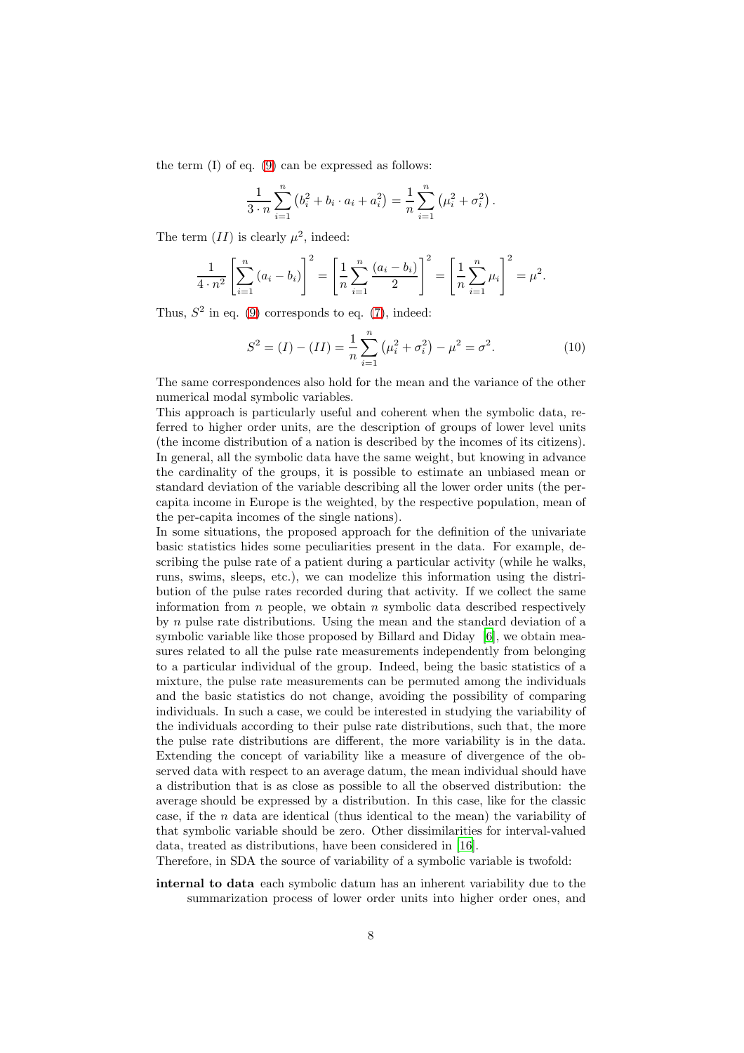the term (I) of eq. (9) can be expressed as follows:

$$\frac{1}{3 \cdot n} \sum_{i=1}^{n} \left(b_i^2 + b_i \cdot a_i + a_i^2\right) = \frac{1}{n} \sum_{i=1}^{n} \left(\mu_i^2 + \sigma_i^2\right).$$

The term $(II)$ is clearly $\mu^2$, indeed:

$$\frac{1}{4 \cdot n^2} \left[\sum_{i=1}^{n} (a_i - b_i)\right]^2 = \left[\frac{1}{n} \sum_{i=1}^{n} \frac{(a_i - b_i)}{2}\right]^2 = \left[\frac{1}{n} \sum_{i=1}^{n} \mu_i\right]^2 = \mu^2.$$

Thus, $S^2$ in eq. (9) corresponds to eq. (7), indeed:

$$S^2 = (I) - (II) = \frac{1}{n} \sum_{i=1}^{n} \left(\mu_i^2 + \sigma_i^2\right) - \mu^2 = \sigma^2. \tag{10}$$

The same correspondences also hold for the mean and the variance of the other numerical modal symbolic variables.
This approach is particularly useful and coherent when the symbolic data, referred to higher order units, are the description of groups of lower level units (the income distribution of a nation is described by the incomes of its citizens). In general, all the symbolic data have the same weight, but knowing in advance the cardinality of the groups, it is possible to estimate an unbiased mean or standard deviation of the variable describing all the lower order units (the per-capita income in Europe is the weighted, by the respective population, mean of the per-capita incomes of the single nations).
In some situations, the proposed approach for the definition of the univariate basic statistics hides some peculiarities present in the data. For example, describing the pulse rate of a patient during a particular activity (while he walks, runs, swims, sleeps, etc.), we can modelize this information using the distribution of the pulse rates recorded during that activity. If we collect the same information from $n$ people, we obtain $n$ symbolic data described respectively by $n$ pulse rate distributions. Using the mean and the standard deviation of a symbolic variable like those proposed by Billard and Diday [6], we obtain measures related to all the pulse rate measurements independently from belonging to a particular individual of the group. Indeed, being the basic statistics of a mixture, the pulse rate measurements can be permuted among the individuals and the basic statistics do not change, avoiding the possibility of comparing individuals. In such a case, we could be interested in studying the variability of the individuals according to their pulse rate distributions, such that, the more the pulse rate distributions are different, the more variability is in the data. Extending the concept of variability like a measure of divergence of the observed data with respect to an average datum, the mean individual should have a distribution that is as close as possible to all the observed distribution: the average should be expressed by a distribution. In this case, like for the classic case, if the $n$ data are identical (thus identical to the mean) the variability of that symbolic variable should be zero. Other dissimilarities for interval-valued data, treated as distributions, have been considered in [16].
Therefore, in SDA the source of variability of a symbolic variable is twofold:

**internal to data** each symbolic datum has an inherent variability due to the summarization process of lower order units into higher order ones, and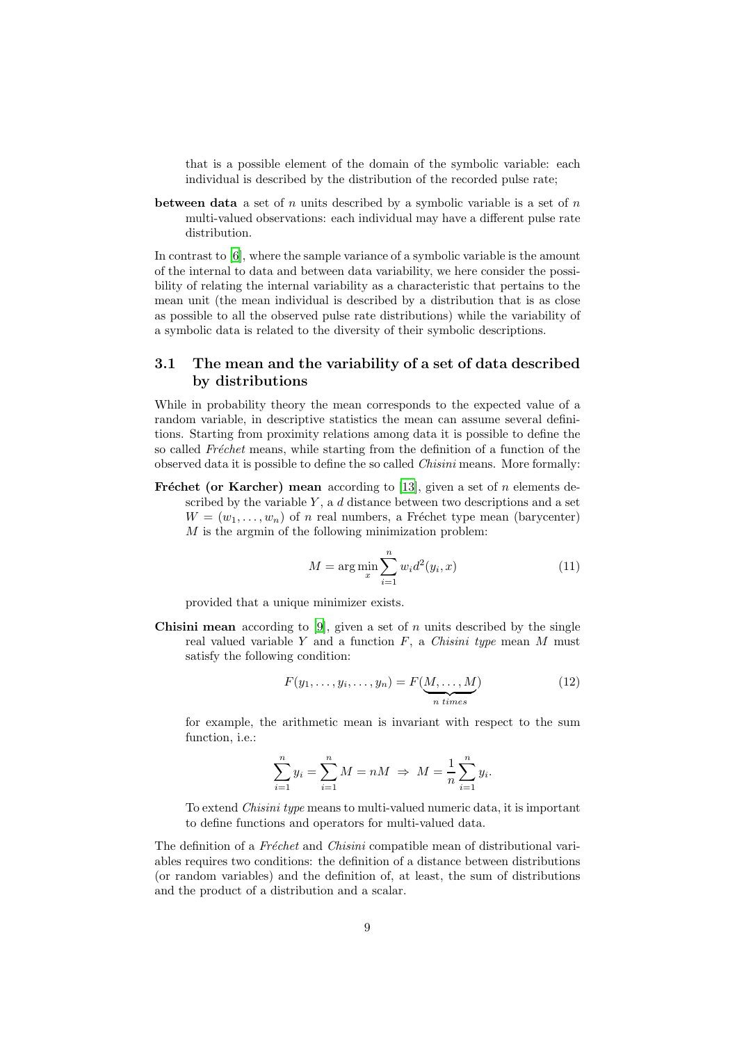that is a possible element of the domain of the symbolic variable: each individual is described by the distribution of the recorded pulse rate;

**between data** a set of $n$ units described by a symbolic variable is a set of $n$ multi-valued observations: each individual may have a different pulse rate distribution.

In contrast to [6], where the sample variance of a symbolic variable is the amount of the internal to data and between data variability, we here consider the possibility of relating the internal variability as a characteristic that pertains to the mean unit (the mean individual is described by a distribution that is as close as possible to all the observed pulse rate distributions) while the variability of a symbolic data is related to the diversity of their symbolic descriptions.

### 3.1 The mean and the variability of a set of data described by distributions

While in probability theory the mean corresponds to the expected value of a random variable, in descriptive statistics the mean can assume several definitions. Starting from proximity relations among data it is possible to define the so called *Fréchet* means, while starting from the definition of a function of the observed data it is possible to define the so called *Chisini* means. More formally:

**Fréchet (or Karcher) mean** according to [13], given a set of $n$ elements described by the variable $Y$, a $d$ distance between two descriptions and a set $W = (w_1, \ldots, w_n)$ of $n$ real numbers, a Fréchet type mean (barycenter) $M$ is the argmin of the following minimization problem:

$$M = \arg\min_{x} \sum_{i=1}^{n} w_i d^2(y_i, x) \tag{11}$$

provided that a unique minimizer exists.

**Chisini mean** according to [9], given a set of $n$ units described by the single real valued variable $Y$ and a function $F$, a *Chisini type* mean $M$ must satisfy the following condition:

$$F(y_1, \ldots, y_i, \ldots, y_n) = F(\underbrace{M, \ldots, M}_{n\ times}) \tag{12}$$

for example, the arithmetic mean is invariant with respect to the sum function, i.e.:

$$\sum_{i=1}^{n} y_i = \sum_{i=1}^{n} M = nM \Rightarrow M = \frac{1}{n}\sum_{i=1}^{n} y_i.$$

To extend *Chisini type* means to multi-valued numeric data, it is important to define functions and operators for multi-valued data.

The definition of a *Fréchet* and *Chisini* compatible mean of distributional variables requires two conditions: the definition of a distance between distributions (or random variables) and the definition of, at least, the sum of distributions and the product of a distribution and a scalar.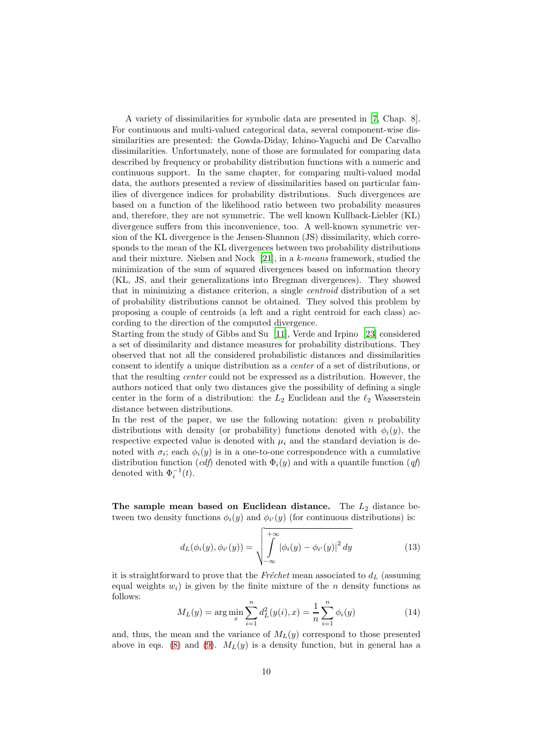A variety of dissimilarities for symbolic data are presented in [7, Chap. 8]. For continuous and multi-valued categorical data, several component-wise dissimilarities are presented: the Gowda-Diday, Ichino-Yaguchi and De Carvalho dissimilarities. Unfortunately, none of those are formulated for comparing data described by frequency or probability distribution functions with a numeric and continuous support. In the same chapter, for comparing multi-valued modal data, the authors presented a review of dissimilarities based on particular families of divergence indices for probability distributions. Such divergences are based on a function of the likelihood ratio between two probability measures and, therefore, they are not symmetric. The well known Kullback-Liebler (KL) divergence suffers from this inconvenience, too. A well-known symmetric version of the KL divergence is the Jensen-Shannon (JS) dissimilarity, which corresponds to the mean of the KL divergences between two probability distributions and their mixture. Nielsen and Nock [21], in a *k-means* framework, studied the minimization of the sum of squared divergences based on information theory (KL, JS, and their generalizations into Bregman divergences). They showed that in minimizing a distance criterion, a single *centroid* distribution of a set of probability distributions cannot be obtained. They solved this problem by proposing a couple of centroids (a left and a right centroid for each class) according to the direction of the computed divergence.
Starting from the study of Gibbs and Su [11], Verde and Irpino [23] considered a set of dissimilarity and distance measures for probability distributions. They observed that not all the considered probabilistic distances and dissimilarities consent to identify a unique distribution as a *center* of a set of distributions, or that the resulting *center* could not be expressed as a distribution. However, the authors noticed that only two distances give the possibility of defining a single center in the form of a distribution: the $L_2$ Euclidean and the $\ell_2$ Wasserstein distance between distributions.
In the rest of the paper, we use the following notation: given $n$ probability distributions with density (or probability) functions denoted with $\phi_i(y)$, the respective expected value is denoted with $\mu_i$ and the standard deviation is denoted with $\sigma_i$; each $\phi_i(y)$ is in a one-to-one correspondence with a cumulative distribution function (*cdf*) denoted with $\Phi_i(y)$ and with a quantile function (*qf*) denoted with $\Phi_i^{-1}(t)$.

**The sample mean based on Euclidean distance.** The $L_2$ distance between two density functions $\phi_i(y)$ and $\phi_{i'}(y)$ (for continuous distributions) is:

$$d_L(\phi_i(y), \phi_{i'}(y)) = \sqrt{\int_{-\infty}^{+\infty} |\phi_i(y) - \phi_{i'}(y)|^2 \, dy} \tag{13}$$

it is straightforward to prove that the *Fréchet* mean associated to $d_L$ (assuming equal weights $w_i$) is given by the finite mixture of the $n$ density functions as follows:

$$M_L(y) = \arg\min_x \sum_{i=1}^{n} d_L^2(y(i), x) = \frac{1}{n} \sum_{i=1}^{n} \phi_i(y) \tag{14}$$

and, thus, the mean and the variance of $M_L(y)$ correspond to those presented above in eqs. (8) and (9). $M_L(y)$ is a density function, but in general has a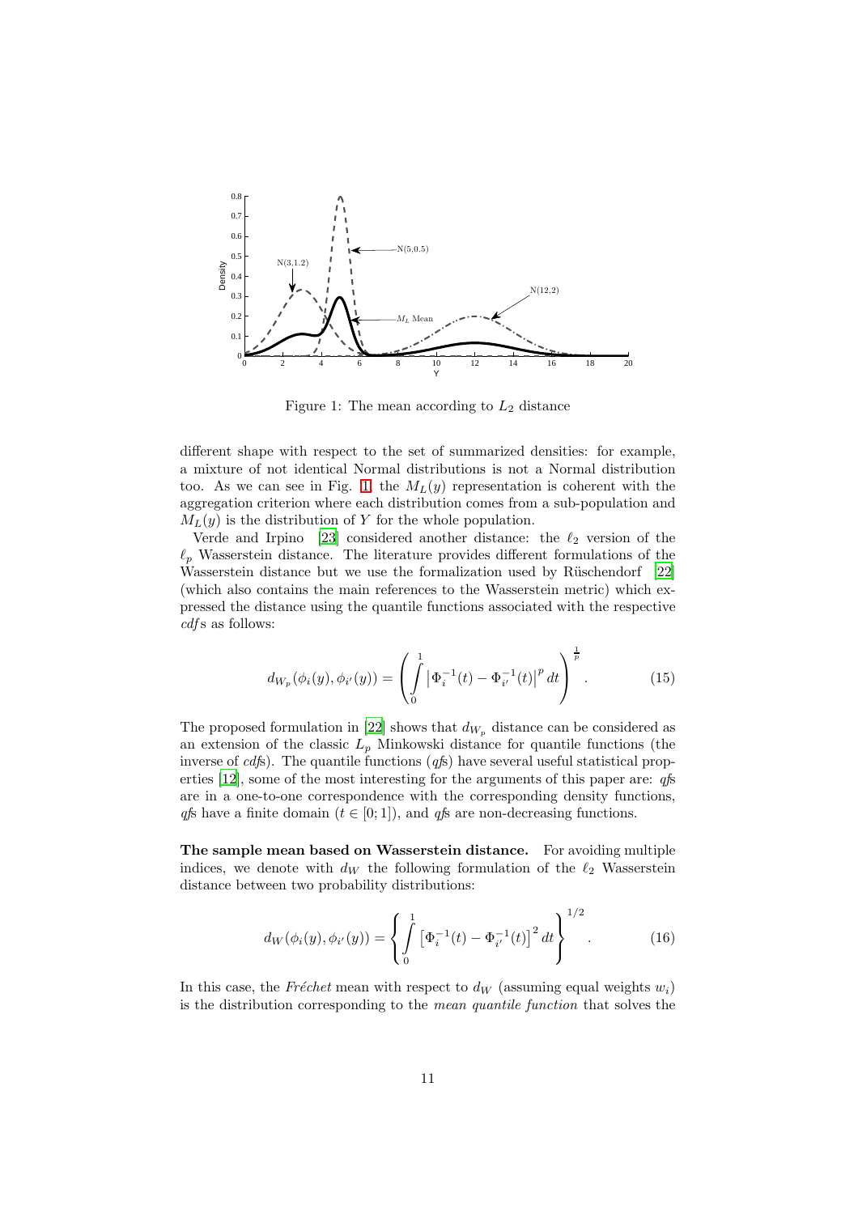Figure 1: The mean according to $L_2$ distance

different shape with respect to the set of summarized densities: for example, a mixture of not identical Normal distributions is not a Normal distribution too. As we can see in Fig. 1, the $M_L(y)$ representation is coherent with the aggregation criterion where each distribution comes from a sub-population and $M_L(y)$ is the distribution of $Y$ for the whole population.

Verde and Irpino [23] considered another distance: the $\ell_2$ version of the $\ell_p$ Wasserstein distance. The literature provides different formulations of the Wasserstein distance but we use the formalization used by Rüschendorf [22] (which also contains the main references to the Wasserstein metric) which expressed the distance using the quantile functions associated with the respective *cdf*s as follows:

$$d_{W_p}(\phi_i(y), \phi_{i'}(y)) = \left( \int_0^1 \left| \Phi_i^{-1}(t) - \Phi_{i'}^{-1}(t) \right|^p dt \right)^{\frac{1}{p}}. \tag{15}$$

The proposed formulation in [22] shows that $d_{W_p}$ distance can be considered as an extension of the classic $L_p$ Minkowski distance for quantile functions (the inverse of *cdf*s). The quantile functions (*qf*s) have several useful statistical properties [12], some of the most interesting for the arguments of this paper are: *qf*s are in a one-to-one correspondence with the corresponding density functions, *qf*s have a finite domain ($t \in [0; 1]$), and *qf*s are non-decreasing functions.

**The sample mean based on Wasserstein distance.** For avoiding multiple indices, we denote with $d_W$ the following formulation of the $\ell_2$ Wasserstein distance between two probability distributions:

$$d_W(\phi_i(y), \phi_{i'}(y)) = \left\{ \int_0^1 \left[ \Phi_i^{-1}(t) - \Phi_{i'}^{-1}(t) \right]^2 dt \right\}^{1/2}. \tag{16}$$

In this case, the *Fréchet* mean with respect to $d_W$ (assuming equal weights $w_i$) is the distribution corresponding to the *mean quantile function* that solves the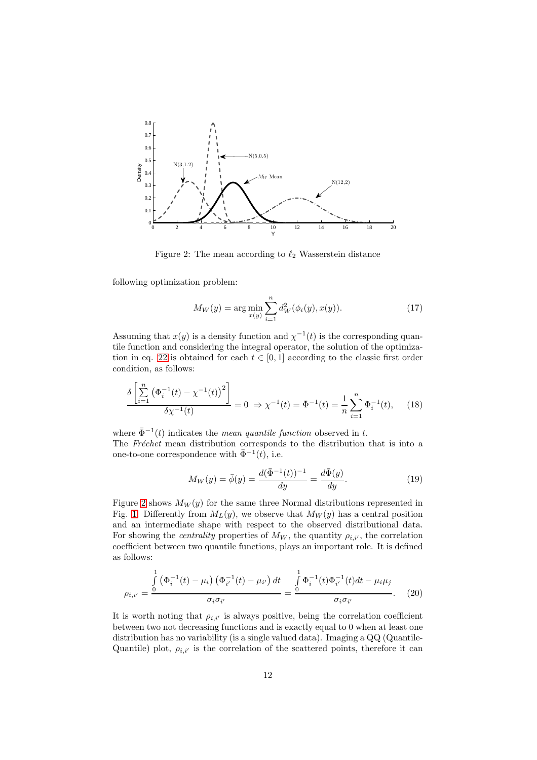Figure 2: The mean according to $\ell_2$ Wasserstein distance

following optimization problem:

$$M_W(y) = \arg\min_{x(y)} \sum_{i=1}^{n} d_W^2(\phi_i(y), x(y)). \tag{17}$$

Assuming that $x(y)$ is a density function and $\chi^{-1}(t)$ is the corresponding quantile function and considering the integral operator, the solution of the optimization in eq. 22 is obtained for each $t \in [0, 1]$ according to the classic first order condition, as follows:

$$\frac{\delta \left[ \sum_{i=1}^{n} \left( \Phi_i^{-1}(t) - \chi^{-1}(t) \right)^2 \right]}{\delta \chi^{-1}(t)} = 0 \;\Rightarrow \chi^{-1}(t) = \bar{\Phi}^{-1}(t) = \frac{1}{n} \sum_{i=1}^{n} \Phi_i^{-1}(t), \tag{18}$$

where $\bar{\Phi}^{-1}(t)$ indicates the *mean quantile function* observed in $t$.
The *Fréchet* mean distribution corresponds to the distribution that is into a one-to-one correspondence with $\bar{\Phi}^{-1}(t)$, i.e.

$$M_W(y) = \bar{\phi}(y) = \frac{d(\bar{\Phi}^{-1}(t))^{-1}}{dy} = \frac{d\bar{\Phi}(y)}{dy}. \tag{19}$$

Figure 2 shows $M_W(y)$ for the same three Normal distributions represented in Fig. 1. Differently from $M_L(y)$, we observe that $M_W(y)$ has a central position and an intermediate shape with respect to the observed distributional data. For showing the *centrality* properties of $M_W$, the quantity $\rho_{i,i'}$, the correlation coefficient between two quantile functions, plays an important role. It is defined as follows:

$$\rho_{i,i'} = \frac{\int_0^1 \left( \Phi_i^{-1}(t) - \mu_i \right) \left( \Phi_{i'}^{-1}(t) - \mu_{i'} \right) dt}{\sigma_i \sigma_{i'}} = \frac{\int_0^1 \Phi_i^{-1}(t) \Phi_{i'}^{-1}(t) dt - \mu_i \mu_j}{\sigma_i \sigma_{i'}}. \tag{20}$$

It is worth noting that $\rho_{i,i'}$ is always positive, being the correlation coefficient between two not decreasing functions and is exactly equal to 0 when at least one distribution has no variability (is a single valued data). Imaging a QQ (Quantile-Quantile) plot, $\rho_{i,i'}$ is the correlation of the scattered points, therefore it can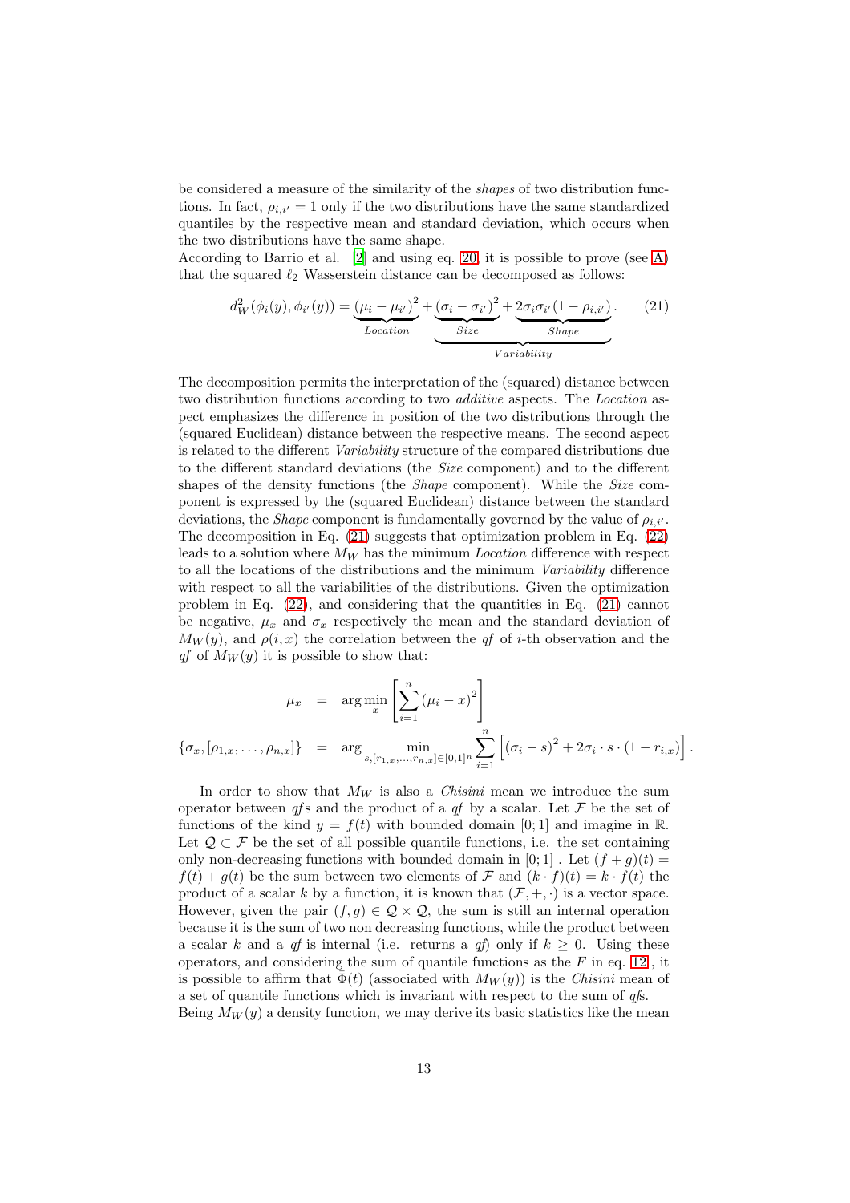be considered a measure of the similarity of the *shapes* of two distribution functions. In fact, $\rho_{i,i'} = 1$ only if the two distributions have the same standardized quantiles by the respective mean and standard deviation, which occurs when the two distributions have the same shape.
According to Barrio et al. [2] and using eq. 20, it is possible to prove (see A) that the squared $\ell_2$ Wasserstein distance can be decomposed as follows:

$$d_W^2(\phi_i(y), \phi_{i'}(y)) = \underbrace{(\mu_i - \mu_{i'})^2}_{Location} + \underbrace{\underbrace{(\sigma_i - \sigma_{i'})^2}_{Size} + \underbrace{2\sigma_i\sigma_{i'}(1-\rho_{i,i'})}_{Shape}}_{Variability}. \tag{21}$$

The decomposition permits the interpretation of the (squared) distance between two distribution functions according to two *additive* aspects. The *Location* aspect emphasizes the difference in position of the two distributions through the (squared Euclidean) distance between the respective means. The second aspect is related to the different *Variability* structure of the compared distributions due to the different standard deviations (the *Size* component) and to the different shapes of the density functions (the *Shape* component). While the *Size* component is expressed by the (squared Euclidean) distance between the standard deviations, the *Shape* component is fundamentally governed by the value of $\rho_{i,i'}$. The decomposition in Eq. (21) suggests that optimization problem in Eq. (22) leads to a solution where $M_W$ has the minimum *Location* difference with respect to all the locations of the distributions and the minimum *Variability* difference with respect to all the variabilities of the distributions. Given the optimization problem in Eq. (22), and considering that the quantities in Eq. (21) cannot be negative, $\mu_x$ and $\sigma_x$ respectively the mean and the standard deviation of $M_W(y)$, and $\rho(i,x)$ the correlation between the *qf* of $i$-th observation and the *qf* of $M_W(y)$ it is possible to show that:

$$\begin{aligned}
\mu_x &= \arg\min_x \left[\sum_{i=1}^{n} (\mu_i - x)^2\right] \\
\{\sigma_x, [\rho_{1,x}, \ldots, \rho_{n,x}]\} &= \arg\min_{s,[r_{1,x},\ldots,r_{n,x}]\in[0,1]^n} \sum_{i=1}^{n} \left[(\sigma_i - s)^2 + 2\sigma_i \cdot s \cdot (1 - r_{i,x})\right].
\end{aligned}$$

In order to show that $M_W$ is also a *Chisini* mean we introduce the sum operator between *qf*s and the product of a *qf* by a scalar. Let $\mathcal{F}$ be the set of functions of the kind $y = f(t)$ with bounded domain $[0;1]$ and imagine in $\mathbb{R}$. Let $\mathcal{Q} \subset \mathcal{F}$ be the set of all possible quantile functions, i.e. the set containing only non-decreasing functions with bounded domain in $[0;1]$ . Let $(f+g)(t) = f(t) + g(t)$ be the sum between two elements of $\mathcal{F}$ and $(k \cdot f)(t) = k \cdot f(t)$ the product of a scalar $k$ by a function, it is known that $(\mathcal{F}, +, \cdot)$ is a vector space. However, given the pair $(f,g) \in \mathcal{Q} \times \mathcal{Q}$, the sum is still an internal operation because it is the sum of two non decreasing functions, while the product between a scalar $k$ and a *qf* is internal (i.e. returns a *qf*) only if $k \geq 0$. Using these operators, and considering the sum of quantile functions as the $F$ in eq. 12, it is possible to affirm that $\bar{\Phi}(t)$ (associated with $M_W(y)$) is the *Chisini* mean of a set of quantile functions which is invariant with respect to the sum of *qf*s.
Being $M_W(y)$ a density function, we may derive its basic statistics like the mean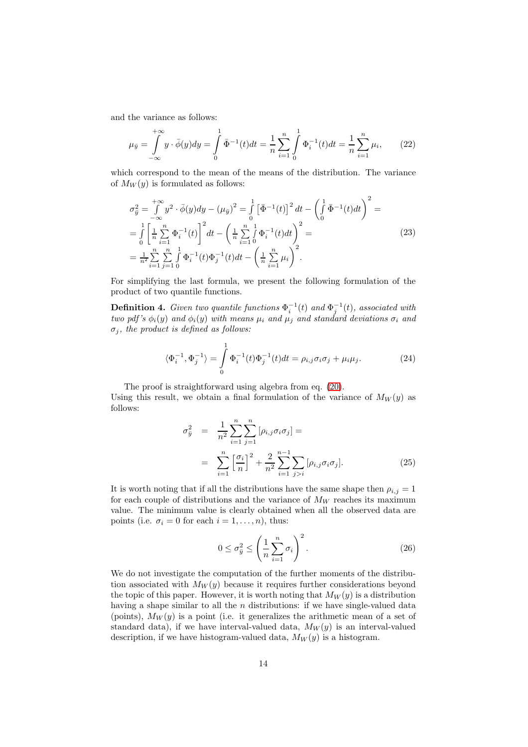and the variance as follows:

$$\mu_{\bar{y}} = \int_{-\infty}^{+\infty} y \cdot \bar{\phi}(y)dy = \int_{0}^{1} \bar{\Phi}^{-1}(t)dt = \frac{1}{n}\sum_{i=1}^{n}\int_{0}^{1} \Phi_i^{-1}(t)dt = \frac{1}{n}\sum_{i=1}^{n}\mu_i, \tag{22}$$

which correspond to the mean of the means of the distribution. The variance of $M_W(y)$ is formulated as follows:

$$\begin{aligned}
\sigma_{\bar{y}}^2 &= \int_{-\infty}^{+\infty} y^2 \cdot \bar{\phi}(y)dy - (\mu_{\bar{y}})^2 = \int_{0}^{1} \left[\bar{\Phi}^{-1}(t)\right]^2 dt - \left(\int_{0}^{1} \bar{\Phi}^{-1}(t)dt\right)^2 = \\
&= \int_{0}^{1} \left[\frac{1}{n}\sum_{i=1}^{n} \Phi_i^{-1}(t)\right]^2 dt - \left(\frac{1}{n}\sum_{i=1}^{n}\int_{0}^{1} \Phi_i^{-1}(t)dt\right)^2 = \\
&= \frac{1}{n^2}\sum_{i=1}^{n}\sum_{j=1}^{n}\int_{0}^{1} \Phi_i^{-1}(t)\Phi_j^{-1}(t)dt - \left(\frac{1}{n}\sum_{i=1}^{n}\mu_i\right)^2.
\end{aligned} \tag{23}$$

For simplifying the last formula, we present the following formulation of the product of two quantile functions.

**Definition 4.** *Given two quantile functions $\Phi_i^{-1}(t)$ and $\Phi_j^{-1}(t)$, associated with two pdf's $\phi_i(y)$ and $\phi_i(y)$ with means $\mu_i$ and $\mu_j$ and standard deviations $\sigma_i$ and $\sigma_j$, the product is defined as follows:*

$$\langle \Phi_i^{-1}, \Phi_j^{-1} \rangle = \int_{0}^{1} \Phi_i^{-1}(t)\Phi_j^{-1}(t)dt = \rho_{i,j}\sigma_i\sigma_j + \mu_i\mu_j. \tag{24}$$

The proof is straightforward using algebra from eq. (20).
Using this result, we obtain a final formulation of the variance of $M_W(y)$ as follows:

$$\begin{aligned}
\sigma_{\bar{y}}^2 &= \frac{1}{n^2}\sum_{i=1}^{n}\sum_{j=1}^{n}\left[\rho_{i,j}\sigma_i\sigma_j\right] = \\
&= \sum_{i=1}^{n}\left[\frac{\sigma_i}{n}\right]^2 + \frac{2}{n^2}\sum_{i=1}^{n-1}\sum_{j>i}\left[\rho_{i,j}\sigma_i\sigma_j\right].
\end{aligned} \tag{25}$$

It is worth noting that if all the distributions have the same shape then $\rho_{i,j} = 1$ for each couple of distributions and the variance of $M_W$ reaches its maximum value. The minimum value is clearly obtained when all the observed data are points (i.e. $\sigma_i = 0$ for each $i = 1, \ldots, n$), thus:

$$0 \leq \sigma_{\bar{y}}^2 \leq \left(\frac{1}{n}\sum_{i=1}^{n}\sigma_i\right)^2. \tag{26}$$

We do not investigate the computation of the further moments of the distribution associated with $M_W(y)$ because it requires further considerations beyond the topic of this paper. However, it is worth noting that $M_W(y)$ is a distribution having a shape similar to all the $n$ distributions: if we have single-valued data (points), $M_W(y)$ is a point (i.e. it generalizes the arithmetic mean of a set of standard data), if we have interval-valued data, $M_W(y)$ is an interval-valued description, if we have histogram-valued data, $M_W(y)$ is a histogram.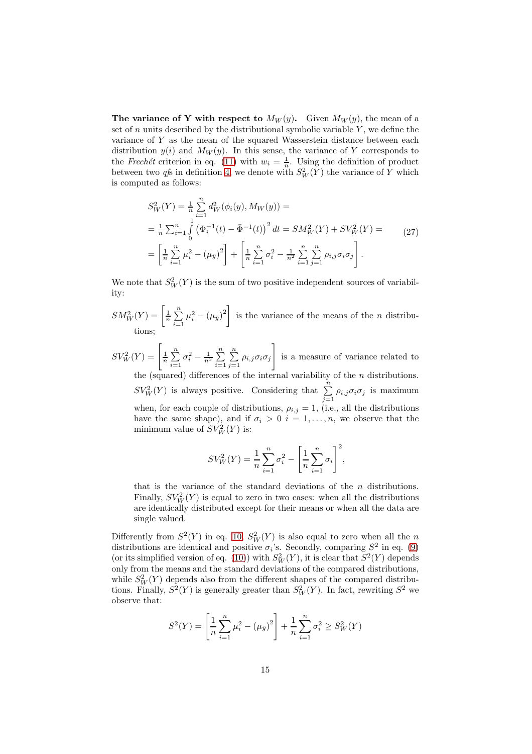**The variance of Y with respect to $M_W(y)$.** Given $M_W(y)$, the mean of a set of $n$ units described by the distributional symbolic variable $Y$, we define the variance of $Y$ as the mean of the squared Wasserstein distance between each distribution $y(i)$ and $M_W(y)$. In this sense, the variance of $Y$ corresponds to the *Frechét* criterion in eq. (11) with $w_i = \frac{1}{n}$. Using the definition of product between two *qf*s in definition 4, we denote with $S^2_W(Y)$ the variance of $Y$ which is computed as follows:

$$
\begin{array}{l}
S^2_W(Y) = \frac{1}{n}\sum\limits_{i=1}^{n} d^2_W(\phi_i(y), M_W(y)) = \\
= \frac{1}{n}\sum_{i=1}^{n}\int\limits_0^1 \left(\Phi_i^{-1}(t) - \bar{\Phi}^{-1}(t)\right)^2 dt = SM^2_W(Y) + SV^2_W(Y) = \\
= \left[\frac{1}{n}\sum\limits_{i=1}^{n}\mu_i^2 - (\mu_{\bar{y}})^2\right] + \left[\frac{1}{n}\sum\limits_{i=1}^{n}\sigma_i^2 - \frac{1}{n^2}\sum\limits_{i=1}^{n}\sum\limits_{j=1}^{n}\rho_{i,j}\sigma_i\sigma_j\right].
\end{array}
\tag{27}
$$

We note that $S^2_W(Y)$ is the sum of two positive independent sources of variability:

$SM^2_W(Y) = \left[\frac{1}{n}\sum\limits_{i=1}^{n}\mu_i^2 - (\mu_{\bar{y}})^2\right]$ is the variance of the means of the $n$ distributions;

$SV^2_W(Y) = \left[\frac{1}{n}\sum\limits_{i=1}^{n}\sigma_i^2 - \frac{1}{n^2}\sum\limits_{i=1}^{n}\sum\limits_{j=1}^{n}\rho_{i,j}\sigma_i\sigma_j\right]$ is a measure of variance related to the (squared) differences of the internal variability of the $n$ distributions. $SV^2_W(Y)$ is always positive. Considering that $\sum\limits_{j=1}^{n}\rho_{i,j}\sigma_i\sigma_j$ is maximum when, for each couple of distributions, $\rho_{i,j} = 1$, (i.e., all the distributions have the same shape), and if $\sigma_i > 0$ $i = 1,\ldots,n$, we observe that the minimum value of $SV^2_W(Y)$ is:

$$
SV^2_W(Y) = \frac{1}{n}\sum_{i=1}^{n}\sigma_i^2 - \left[\frac{1}{n}\sum_{i=1}^{n}\sigma_i\right]^2,
$$

that is the variance of the standard deviations of the $n$ distributions. Finally, $SV^2_W(Y)$ is equal to zero in two cases: when all the distributions are identically distributed except for their means or when all the data are single valued.

Differently from $S^2(Y)$ in eq. 10, $S^2_W(Y)$ is also equal to zero when all the $n$ distributions are identical and positive $\sigma_i$'s. Secondly, comparing $S^2$ in eq. (9) (or its simplified version of eq. (10)) with $S^2_W(Y)$, it is clear that $S^2(Y)$ depends only from the means and the standard deviations of the compared distributions, while $S^2_W(Y)$ depends also from the different shapes of the compared distributions. Finally, $S^2(Y)$ is generally greater than $S^2_W(Y)$. In fact, rewriting $S^2$ we observe that:

$$
S^2(Y) = \left[\frac{1}{n}\sum_{i=1}^{n}\mu_i^2 - (\mu_{\bar{y}})^2\right] + \frac{1}{n}\sum_{i=1}^{n}\sigma_i^2 \geq S^2_W(Y)
$$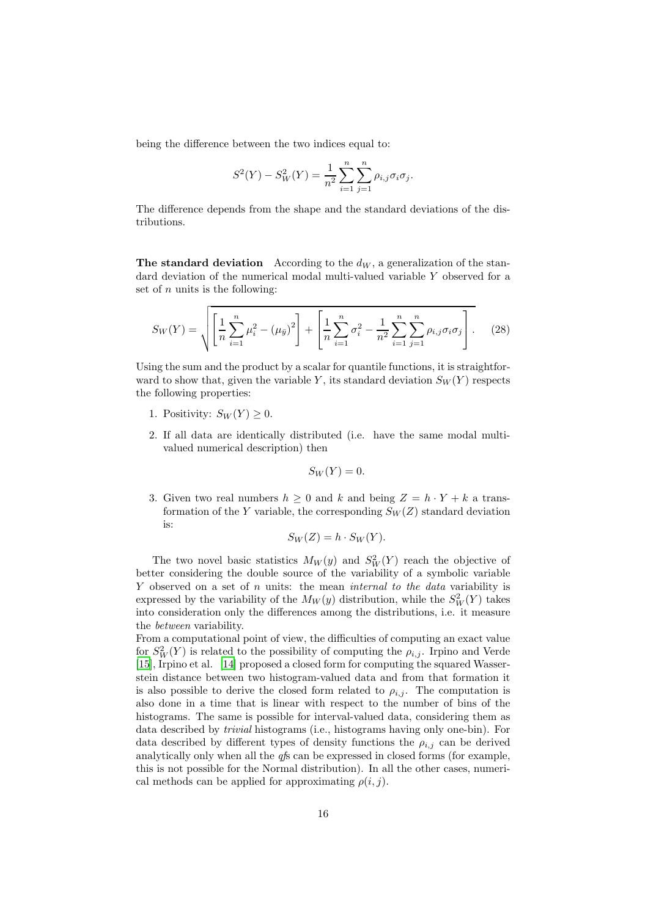being the difference between the two indices equal to:

$$S^2(Y) - S^2_W(Y) = \frac{1}{n^2}\sum_{i=1}^{n}\sum_{j=1}^{n}\rho_{i,j}\sigma_i\sigma_j.$$

The difference depends from the shape and the standard deviations of the distributions.

**The standard deviation** According to the $d_W$, a generalization of the standard deviation of the numerical modal multi-valued variable $Y$ observed for a set of $n$ units is the following:

$$S_W(Y) = \sqrt{\left[\frac{1}{n}\sum_{i=1}^{n}\mu_i^2 - (\mu_{\bar{y}})^2\right] + \left[\frac{1}{n}\sum_{i=1}^{n}\sigma_i^2 - \frac{1}{n^2}\sum_{i=1}^{n}\sum_{j=1}^{n}\rho_{i,j}\sigma_i\sigma_j\right]}. \quad (28)$$

Using the sum and the product by a scalar for quantile functions, it is straightforward to show that, given the variable $Y$, its standard deviation $S_W(Y)$ respects the following properties:

1. Positivity: $S_W(Y) \geq 0$.
2. If all data are identically distributed (i.e. have the same modal multi-valued numerical description) then

$$S_W(Y) = 0.$$

3. Given two real numbers $h \geq 0$ and $k$ and being $Z = h \cdot Y + k$ a transformation of the $Y$ variable, the corresponding $S_W(Z)$ standard deviation is:

$$S_W(Z) = h \cdot S_W(Y).$$

The two novel basic statistics $M_W(y)$ and $S^2_W(Y)$ reach the objective of better considering the double source of the variability of a symbolic variable $Y$ observed on a set of $n$ units: the mean *internal to the data* variability is expressed by the variability of the $M_W(y)$ distribution, while the $S^2_W(Y)$ takes into consideration only the differences among the distributions, i.e. it measure the *between* variability.

From a computational point of view, the difficulties of computing an exact value for $S^2_W(Y)$ is related to the possibility of computing the $\rho_{i,j}$. Irpino and Verde [15], Irpino et al. [14] proposed a closed form for computing the squared Wasserstein distance between two histogram-valued data and from that formation it is also possible to derive the closed form related to $\rho_{i,j}$. The computation is also done in a time that is linear with respect to the number of bins of the histograms. The same is possible for interval-valued data, considering them as data described by *trivial* histograms (i.e., histograms having only one-bin). For data described by different types of density functions the $\rho_{i,j}$ can be derived analytically only when all the *qf*s can be expressed in closed forms (for example, this is not possible for the Normal distribution). In all the other cases, numerical methods can be applied for approximating $\rho(i, j)$.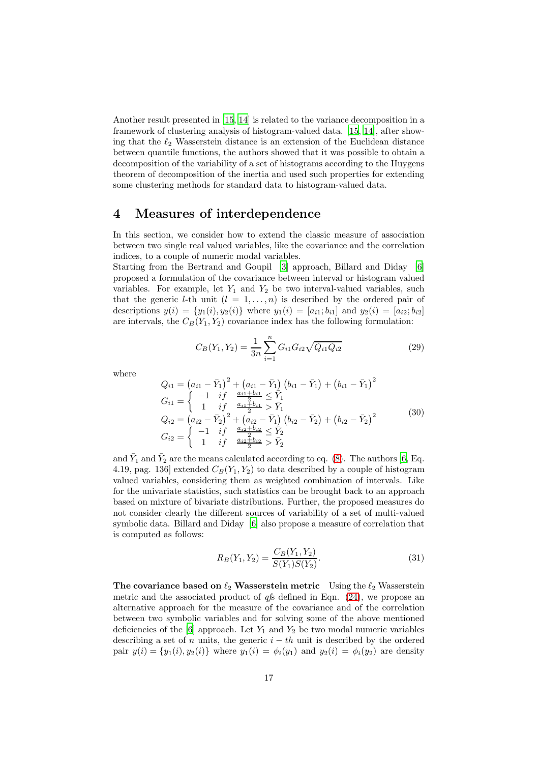Another result presented in [15, 14] is related to the variance decomposition in a framework of clustering analysis of histogram-valued data. [15, 14], after showing that the $\ell_2$ Wasserstein distance is an extension of the Euclidean distance between quantile functions, the authors showed that it was possible to obtain a decomposition of the variability of a set of histograms according to the Huygens theorem of decomposition of the inertia and used such properties for extending some clustering methods for standard data to histogram-valued data.

## 4 Measures of interdependence

In this section, we consider how to extend the classic measure of association between two single real valued variables, like the covariance and the correlation indices, to a couple of numeric modal variables.
Starting from the Bertrand and Goupil [3] approach, Billard and Diday [6] proposed a formulation of the covariance between interval or histogram valued variables. For example, let $Y_1$ and $Y_2$ be two interval-valued variables, such that the generic $l$-th unit ($l = 1, \ldots, n$) is described by the ordered pair of descriptions $y(i) = \{y_1(i), y_2(i)\}$ where $y_1(i) = [a_{i1}; b_{i1}]$ and $y_2(i) = [a_{i2}; b_{i2}]$ are intervals, the $C_B(Y_1, Y_2)$ covariance index has the following formulation:

$$C_B(Y_1, Y_2) = \frac{1}{3n} \sum_{i=1}^{n} G_{i1} G_{i2} \sqrt{Q_{i1} Q_{i2}} \tag{29}$$

where

$$\begin{array}{l}
Q_{i1} = \left(a_{i1} - \bar{Y}_1\right)^2 + \left(a_{i1} - \bar{Y}_1\right)\left(b_{i1} - \bar{Y}_1\right) + \left(b_{i1} - \bar{Y}_1\right)^2 \\
G_{i1} = \left\{ \begin{array}{ll} -1 & if \quad \frac{a_{i1}+b_{i1}}{2} \leq \bar{Y}_1 \\ 1 & if \quad \frac{a_{i1}+b_{i1}}{2} > \bar{Y}_1 \end{array} \right. \\
Q_{i2} = \left(a_{i2} - \bar{Y}_2\right)^2 + \left(a_{i2} - \bar{Y}_1\right)\left(b_{i2} - \bar{Y}_2\right) + \left(b_{i2} - \bar{Y}_2\right)^2 \\
G_{i2} = \left\{ \begin{array}{ll} -1 & if \quad \frac{a_{i2}+b_{i2}}{2} \leq \bar{Y}_2 \\ 1 & if \quad \frac{a_{i2}+b_{i2}}{2} > \bar{Y}_2 \end{array} \right.
\end{array} \tag{30}$$

and $\bar{Y}_1$ and $\bar{Y}_2$ are the means calculated according to eq. (8). The authors [6, Eq. 4.19, pag. 136] extended $C_B(Y_1, Y_2)$ to data described by a couple of histogram valued variables, considering them as weighted combination of intervals. Like for the univariate statistics, such statistics can be brought back to an approach based on mixture of bivariate distributions. Further, the proposed measures do not consider clearly the different sources of variability of a set of multi-valued symbolic data. Billard and Diday [6] also propose a measure of correlation that is computed as follows:

$$R_B(Y_1, Y_2) = \frac{C_B(Y_1, Y_2)}{S(Y_1) S(Y_2)}. \tag{31}$$

**The covariance based on $\ell_2$ Wasserstein metric** Using the $\ell_2$ Wasserstein metric and the associated product of *qf*s defined in Eqn. (24), we propose an alternative approach for the measure of the covariance and of the correlation between two symbolic variables and for solving some of the above mentioned deficiencies of the [6] approach. Let $Y_1$ and $Y_2$ be two modal numeric variables describing a set of $n$ units, the generic $i-th$ unit is described by the ordered pair $y(i) = \{y_1(i), y_2(i)\}$ where $y_1(i) = \phi_i(y_1)$ and $y_2(i) = \phi_i(y_2)$ are density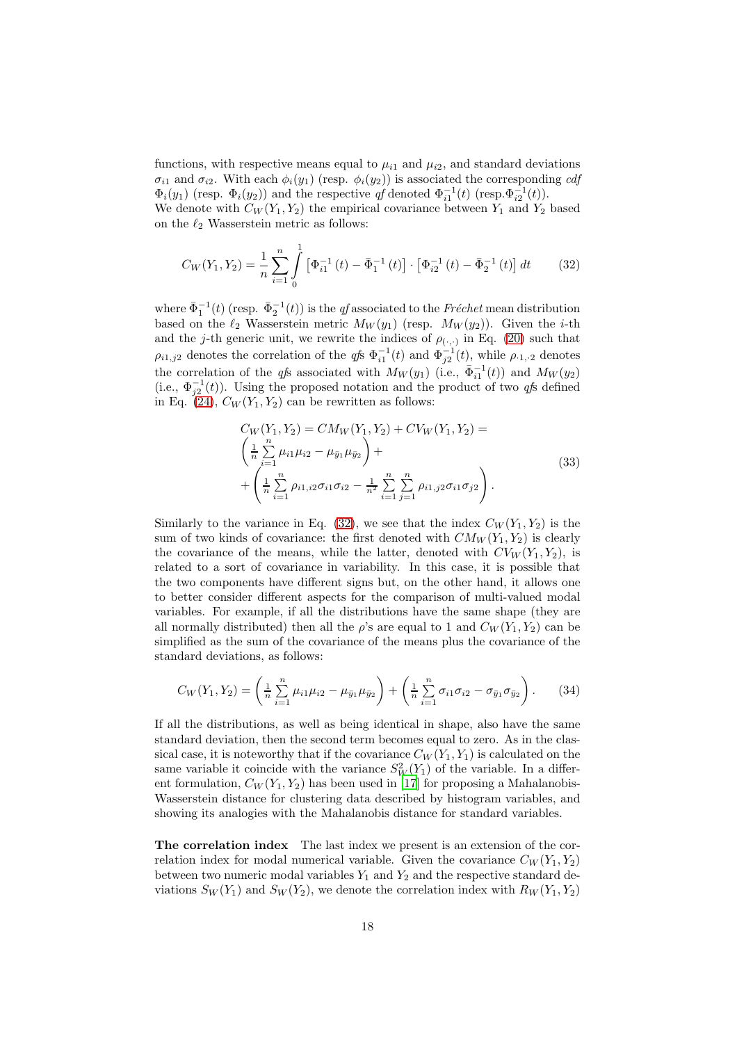functions, with respective means equal to $\mu_{i1}$ and $\mu_{i2}$, and standard deviations $\sigma_{i1}$ and $\sigma_{i2}$. With each $\phi_i(y_1)$ (resp. $\phi_i(y_2)$) is associated the corresponding *cdf* $\Phi_i(y_1)$ (resp. $\Phi_i(y_2)$) and the respective *qf* denoted $\Phi_{i1}^{-1}(t)$ (resp.$\Phi_{i2}^{-1}(t)$).
We denote with $C_W(Y_1, Y_2)$ the empirical covariance between $Y_1$ and $Y_2$ based on the $\ell_2$ Wasserstein metric as follows:

$$C_W(Y_1, Y_2) = \frac{1}{n}\sum_{i=1}^{n}\int_0^1 \left[\Phi_{i1}^{-1}(t) - \bar{\Phi}_1^{-1}(t)\right]\cdot\left[\Phi_{i2}^{-1}(t) - \bar{\Phi}_2^{-1}(t)\right]dt \tag{32}$$

where $\bar{\Phi}_1^{-1}(t)$ (resp. $\bar{\Phi}_2^{-1}(t)$) is the *qf* associated to the *Fréchet* mean distribution based on the $\ell_2$ Wasserstein metric $M_W(y_1)$ (resp. $M_W(y_2)$). Given the $i$-th and the $j$-th generic unit, we rewrite the indices of $\rho_{(\cdot,\cdot)}$ in Eq. (20) such that $\rho_{i1,j2}$ denotes the correlation of the *qf*s $\Phi_{i1}^{-1}(t)$ and $\Phi_{j2}^{-1}(t)$, while $\rho_{\cdot 1,\cdot 2}$ denotes the correlation of the *qf*s associated with $M_W(y_1)$ (i.e., $\bar{\Phi}_{i1}^{-1}(t)$) and $M_W(y_2)$ (i.e., $\Phi_{j2}^{-1}(t)$). Using the proposed notation and the product of two *qf*s defined in Eq. (24), $C_W(Y_1, Y_2)$ can be rewritten as follows:

$$\begin{array}{l} C_W(Y_1, Y_2) = CM_W(Y_1, Y_2) + CV_W(Y_1, Y_2) = \\ \left(\frac{1}{n}\sum\limits_{i=1}^{n}\mu_{i1}\mu_{i2} - \mu_{\bar{y}_1}\mu_{\bar{y}_2}\right) + \\ + \left(\frac{1}{n}\sum\limits_{i=1}^{n}\rho_{i1,i2}\sigma_{i1}\sigma_{i2} - \frac{1}{n^2}\sum\limits_{i=1}^{n}\sum\limits_{j=1}^{n}\rho_{i1,j2}\sigma_{i1}\sigma_{j2}\right). \end{array} \tag{33}$$

Similarly to the variance in Eq. (32), we see that the index $C_W(Y_1, Y_2)$ is the sum of two kinds of covariance: the first denoted with $CM_W(Y_1, Y_2)$ is clearly the covariance of the means, while the latter, denoted with $CV_W(Y_1, Y_2)$, is related to a sort of covariance in variability. In this case, it is possible that the two components have different signs but, on the other hand, it allows one to better consider different aspects for the comparison of multi-valued modal variables. For example, if all the distributions have the same shape (they are all normally distributed) then all the $\rho$'s are equal to 1 and $C_W(Y_1, Y_2)$ can be simplified as the sum of the covariance of the means plus the covariance of the standard deviations, as follows:

$$C_W(Y_1, Y_2) = \left(\frac{1}{n}\sum_{i=1}^{n}\mu_{i1}\mu_{i2} - \mu_{\bar{y}_1}\mu_{\bar{y}_2}\right) + \left(\frac{1}{n}\sum_{i=1}^{n}\sigma_{i1}\sigma_{i2} - \sigma_{\bar{y}_1}\sigma_{\bar{y}_2}\right). \tag{34}$$

If all the distributions, as well as being identical in shape, also have the same standard deviation, then the second term becomes equal to zero. As in the classical case, it is noteworthy that if the covariance $C_W(Y_1, Y_1)$ is calculated on the same variable it coincide with the variance $S^2_W(Y_1)$ of the variable. In a different formulation, $C_W(Y_1, Y_2)$ has been used in [17] for proposing a Mahalanobis-Wasserstein distance for clustering data described by histogram variables, and showing its analogies with the Mahalanobis distance for standard variables.

**The correlation index** The last index we present is an extension of the correlation index for modal numerical variable. Given the covariance $C_W(Y_1, Y_2)$ between two numeric modal variables $Y_1$ and $Y_2$ and the respective standard deviations $S_W(Y_1)$ and $S_W(Y_2)$, we denote the correlation index with $R_W(Y_1, Y_2)$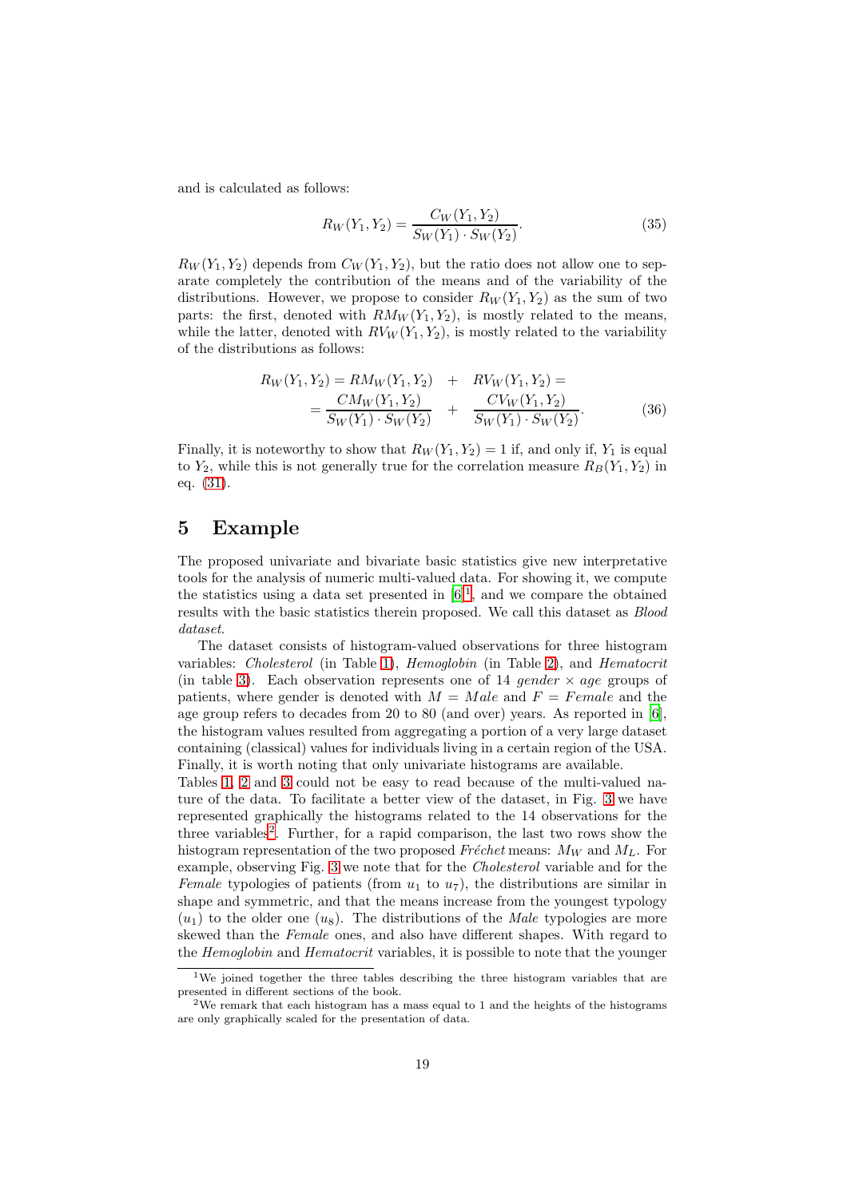and is calculated as follows:

$$R_W(Y_1,Y_2) = \frac{C_W(Y_1,Y_2)}{S_W(Y_1)\cdot S_W(Y_2)}. \tag{35}$$

$R_W(Y_1,Y_2)$ depends from $C_W(Y_1,Y_2)$, but the ratio does not allow one to separate completely the contribution of the means and of the variability of the distributions. However, we propose to consider $R_W(Y_1,Y_2)$ as the sum of two parts: the first, denoted with $RM_W(Y_1,Y_2)$, is mostly related to the means, while the latter, denoted with $RV_W(Y_1,Y_2)$, is mostly related to the variability of the distributions as follows:

$$\begin{aligned} R_W(Y_1,Y_2) &= RM_W(Y_1,Y_2) \quad + \quad RV_W(Y_1,Y_2) = \\ &= \frac{CM_W(Y_1,Y_2)}{S_W(Y_1)\cdot S_W(Y_2)} \quad + \quad \frac{CV_W(Y_1,Y_2)}{S_W(Y_1)\cdot S_W(Y_2)}. \end{aligned} \tag{36}$$

Finally, it is noteworthy to show that $R_W(Y_1,Y_2)=1$ if, and only if, $Y_1$ is equal to $Y_2$, while this is not generally true for the correlation measure $R_B(Y_1,Y_2)$ in eq. (31).

# 5 Example

The proposed univariate and bivariate basic statistics give new interpretative tools for the analysis of numeric multi-valued data. For showing it, we compute the statistics using a data set presented in [6][1], and we compare the obtained results with the basic statistics therein proposed. We call this dataset as *Blood dataset*.

The dataset consists of histogram-valued observations for three histogram variables: *Cholesterol* (in Table 1), *Hemoglobin* (in Table 2), and *Hematocrit* (in table 3). Each observation represents one of 14 *gender* $\times$ *age* groups of patients, where gender is denoted with $M = Male$ and $F = Female$ and the age group refers to decades from 20 to 80 (and over) years. As reported in [6], the histogram values resulted from aggregating a portion of a very large dataset containing (classical) values for individuals living in a certain region of the USA. Finally, it is worth noting that only univariate histograms are available.

Tables 1, 2 and 3 could not be easy to read because of the multi-valued nature of the data. To facilitate a better view of the dataset, in Fig. 3 we have represented graphically the histograms related to the 14 observations for the three variables[2]. Further, for a rapid comparison, the last two rows show the histogram representation of the two proposed *Fréchet* means: $M_W$ and $M_L$. For example, observing Fig. 3 we note that for the *Cholesterol* variable and for the *Female* typologies of patients (from $u_1$ to $u_7$), the distributions are similar in shape and symmetric, and that the means increase from the youngest typology ($u_1$) to the older one ($u_8$). The distributions of the *Male* typologies are more skewed than the *Female* ones, and also have different shapes. With regard to the *Hemoglobin* and *Hematocrit* variables, it is possible to note that the younger

[1] We joined together the three tables describing the three histogram variables that are presented in different sections of the book.

[2] We remark that each histogram has a mass equal to 1 and the heights of the histograms are only graphically scaled for the presentation of data.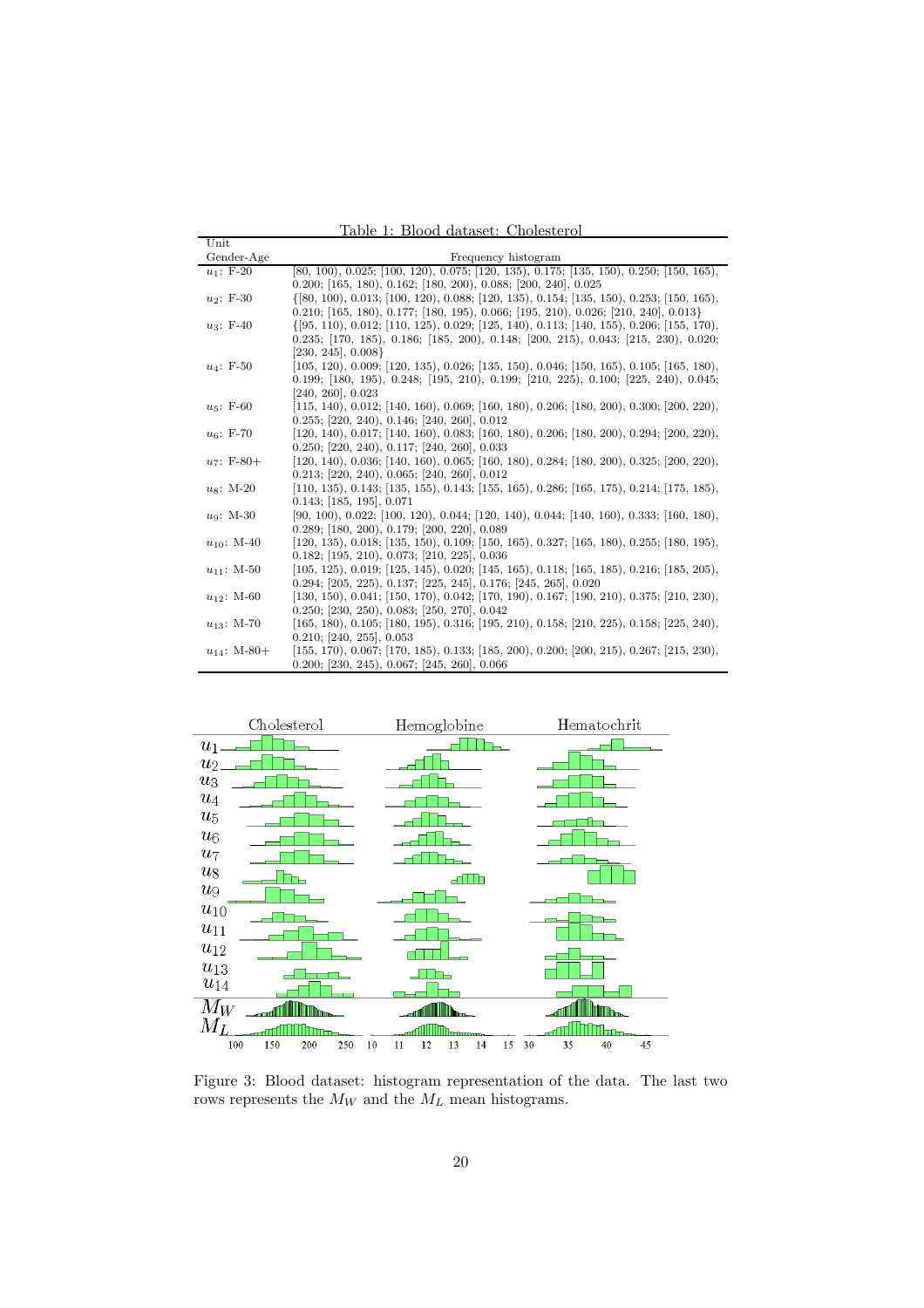Table 1: Blood dataset: Cholesterol

| Unit Gender-Age | Frequency histogram |
|---|---|
| $u_1$: F-20 | [80, 100), 0.025; [100, 120), 0.075; [120, 135), 0.175; [135, 150), 0.250; [150, 165), 0.200; [165, 180), 0.162; [180, 200), 0.088; [200, 240], 0.025 |
| $u_2$: F-30 | {[80, 100), 0.013; [100, 120), 0.088; [120, 135), 0.154; [135, 150), 0.253; [150, 165), 0.210; [165, 180), 0.177; [180, 195), 0.066; [195, 210), 0.026; [210, 240], 0.013} |
| $u_3$: F-40 | {[95, 110), 0.012; [110, 125), 0.029; [125, 140), 0.113; [140, 155), 0.206; [155, 170), 0.235; [170, 185), 0.186; [185, 200), 0.148; [200, 215), 0.043; [215, 230), 0.020; [230, 245], 0.008} |
| $u_4$: F-50 | [105, 120), 0.009; [120, 135), 0.026; [135, 150), 0.046; [150, 165), 0.105; [165, 180), 0.199; [180, 195), 0.248; [195, 210), 0.199; [210, 225), 0.100; [225, 240), 0.045; [240, 260], 0.023 |
| $u_5$: F-60 | [115, 140), 0.012; [140, 160), 0.069; [160, 180), 0.206; [180, 200), 0.300; [200, 220), 0.255; [220, 240), 0.146; [240, 260], 0.012 |
| $u_6$: F-70 | [120, 140), 0.017; [140, 160), 0.083; [160, 180), 0.206; [180, 200), 0.294; [200, 220), 0.250; [220, 240), 0.117; [240, 260], 0.033 |
| $u_7$: F-80+ | [120, 140), 0.036; [140, 160), 0.065; [160, 180), 0.284; [180, 200), 0.325; [200, 220), 0.213; [220, 240), 0.065; [240, 260], 0.012 |
| $u_8$: M-20 | [110, 135), 0.143; [135, 155), 0.143; [155, 165), 0.286; [165, 175), 0.214; [175, 185), 0.143; [185, 195], 0.071 |
| $u_9$: M-30 | [90, 100), 0.022; [100, 120), 0.044; [120, 140), 0.044; [140, 160), 0.333; [160, 180), 0.289; [180, 200), 0.179; [200, 220], 0.089 |
| $u_{10}$: M-40 | [120, 135), 0.018; [135, 150), 0.109; [150, 165), 0.327; [165, 180), 0.255; [180, 195), 0.182; [195, 210), 0.073; [210, 225], 0.036 |
| $u_{11}$: M-50 | [105, 125), 0.019; [125, 145), 0.020; [145, 165), 0.118; [165, 185), 0.216; [185, 205), 0.294; [205, 225), 0.137; [225, 245), 0.176; [245, 265], 0.020 |
| $u_{12}$: M-60 | [130, 150), 0.041; [150, 170), 0.042; [170, 190), 0.167; [190, 210), 0.375; [210, 230), 0.250; [230, 250), 0.083; [250, 270], 0.042 |
| $u_{13}$: M-70 | [165, 180), 0.105; [180, 195), 0.316; [195, 210), 0.158; [210, 225), 0.158; [225, 240), 0.210; [240, 255], 0.053 |
| $u_{14}$: M-80+ | [155, 170), 0.067; [170, 185), 0.133; [185, 200), 0.200; [200, 215), 0.267; [215, 230), 0.200; [230, 245), 0.067; [245, 260], 0.066 |

Figure 3: Blood dataset: histogram representation of the data. The last two rows represents the $M_W$ and the $M_L$ mean histograms.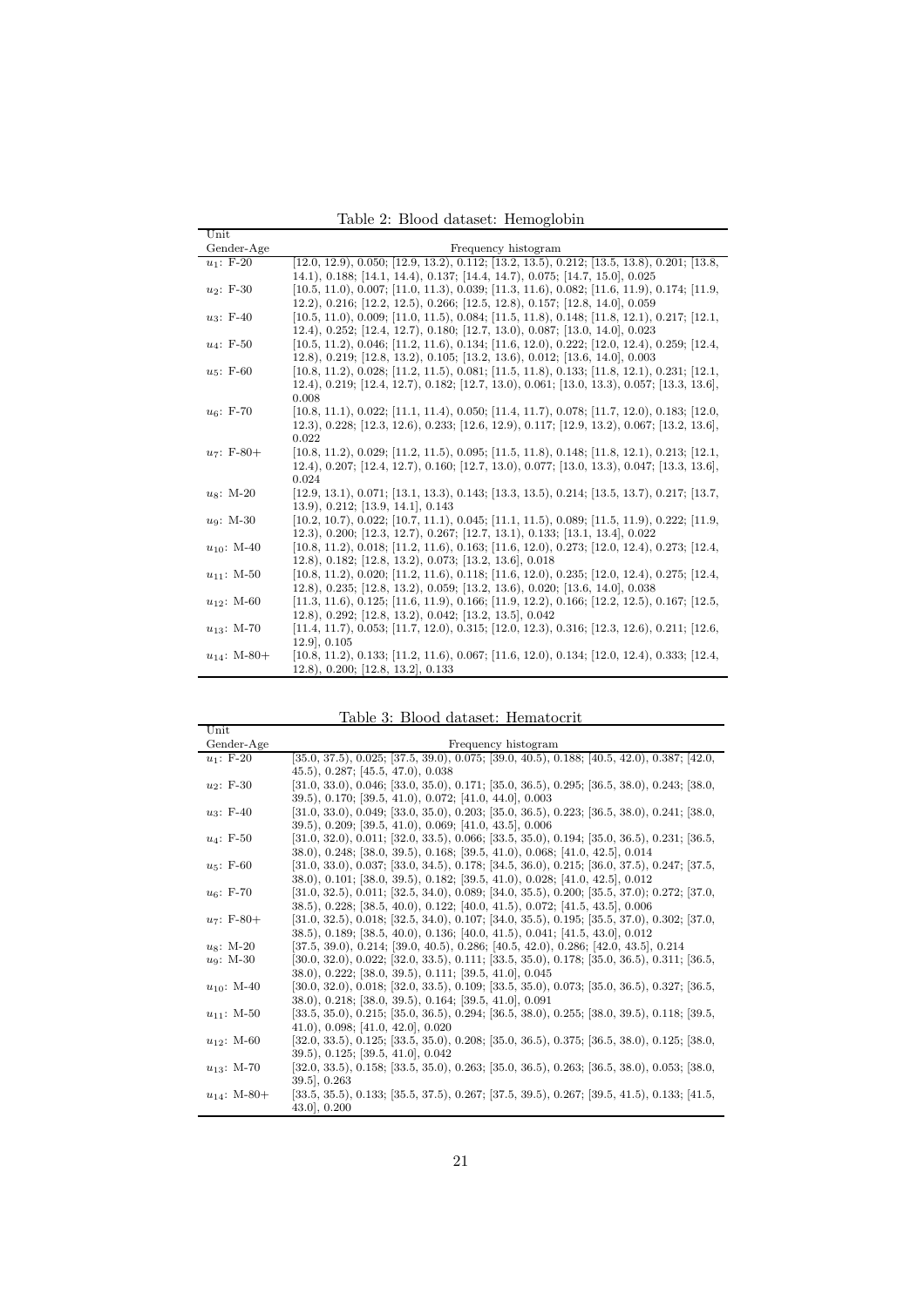Table 2: Blood dataset: Hemoglobin

| Unit Gender-Age | Frequency histogram |
|---|---|
| $u_1$: F-20 | [12.0, 12.9), 0.050; [12.9, 13.2), 0.112; [13.2, 13.5), 0.212; [13.5, 13.8), 0.201; [13.8, 14.1), 0.188; [14.1, 14.4), 0.137; [14.4, 14.7), 0.075; [14.7, 15.0], 0.025 |
| $u_2$: F-30 | [10.5, 11.0), 0.007; [11.0, 11.3), 0.039; [11.3, 11.6), 0.082; [11.6, 11.9), 0.174; [11.9, 12.2), 0.216; [12.2, 12.5), 0.266; [12.5, 12.8), 0.157; [12.8, 14.0], 0.059 |
| $u_3$: F-40 | [10.5, 11.0), 0.009; [11.0, 11.5), 0.084; [11.5, 11.8), 0.148; [11.8, 12.1), 0.217; [12.1, 12.4), 0.252; [12.4, 12.7), 0.180; [12.7, 13.0), 0.087; [13.0, 14.0], 0.023 |
| $u_4$: F-50 | [10.5, 11.2), 0.046; [11.2, 11.6), 0.134; [11.6, 12.0), 0.222; [12.0, 12.4), 0.259; [12.4, 12.8), 0.219; [12.8, 13.2), 0.105; [13.2, 13.6), 0.012; [13.6, 14.0], 0.003 |
| $u_5$: F-60 | [10.8, 11.2), 0.028; [11.2, 11.5), 0.081; [11.5, 11.8), 0.133; [11.8, 12.1), 0.231; [12.1, 12.4), 0.219; [12.4, 12.7), 0.182; [12.7, 13.0), 0.061; [13.0, 13.3), 0.057; [13.3, 13.6], 0.008 |
| $u_6$: F-70 | [10.8, 11.1), 0.022; [11.1, 11.4), 0.050; [11.4, 11.7), 0.078; [11.7, 12.0), 0.183; [12.0, 12.3), 0.228; [12.3, 12.6), 0.233; [12.6, 12.9), 0.117; [12.9, 13.2), 0.067; [13.2, 13.6], 0.022 |
| $u_7$: F-80+ | [10.8, 11.2), 0.029; [11.2, 11.5), 0.095; [11.5, 11.8), 0.148; [11.8, 12.1), 0.213; [12.1, 12.4), 0.207; [12.4, 12.7), 0.160; [12.7, 13.0), 0.077; [13.0, 13.3), 0.047; [13.3, 13.6], 0.024 |
| $u_8$: M-20 | [12.9, 13.1), 0.071; [13.1, 13.3), 0.143; [13.3, 13.5), 0.214; [13.5, 13.7), 0.217; [13.7, 13.9), 0.212; [13.9, 14.1], 0.143 |
| $u_9$: M-30 | [10.2, 10.7), 0.022; [10.7, 11.1), 0.045; [11.1, 11.5), 0.089; [11.5, 11.9), 0.222; [11.9, 12.3), 0.200; [12.3, 12.7), 0.267; [12.7, 13.1), 0.133; [13.1, 13.4], 0.022 |
| $u_{10}$: M-40 | [10.8, 11.2), 0.018; [11.2, 11.6), 0.163; [11.6, 12.0), 0.273; [12.0, 12.4), 0.273; [12.4, 12.8), 0.182; [12.8, 13.2), 0.073; [13.2, 13.6], 0.018 |
| $u_{11}$: M-50 | [10.8, 11.2), 0.020; [11.2, 11.6), 0.118; [11.6, 12.0), 0.235; [12.0, 12.4), 0.275; [12.4, 12.8), 0.235; [12.8, 13.2), 0.059; [13.2, 13.6), 0.020; [13.6, 14.0], 0.038 |
| $u_{12}$: M-60 | [11.3, 11.6), 0.125; [11.6, 11.9), 0.166; [11.9, 12.2), 0.166; [12.2, 12.5), 0.167; [12.5, 12.8), 0.292; [12.8, 13.2), 0.042; [13.2, 13.5], 0.042 |
| $u_{13}$: M-70 | [11.4, 11.7), 0.053; [11.7, 12.0), 0.315; [12.0, 12.3), 0.316; [12.3, 12.6), 0.211; [12.6, 12.9], 0.105 |
| $u_{14}$: M-80+ | [10.8, 11.2), 0.133; [11.2, 11.6), 0.067; [11.6, 12.0), 0.134; [12.0, 12.4), 0.333; [12.4, 12.8), 0.200; [12.8, 13.2], 0.133 |

Table 3: Blood dataset: Hematocrit

| Unit Gender-Age | Frequency histogram |
|---|---|
| $u_1$: F-20 | [35.0, 37.5), 0.025; [37.5, 39.0), 0.075; [39.0, 40.5), 0.188; [40.5, 42.0), 0.387; [42.0, 45.5), 0.287; [45.5, 47.0), 0.038 |
| $u_2$: F-30 | [31.0, 33.0), 0.046; [33.0, 35.0), 0.171; [35.0, 36.5), 0.295; [36.5, 38.0), 0.243; [38.0, 39.5), 0.170; [39.5, 41.0), 0.072; [41.0, 44.0], 0.003 |
| $u_3$: F-40 | [31.0, 33.0), 0.049; [33.0, 35.0), 0.203; [35.0, 36.5), 0.223; [36.5, 38.0), 0.241; [38.0, 39.5), 0.209; [39.5, 41.0), 0.069; [41.0, 43.5], 0.006 |
| $u_4$: F-50 | [31.0, 32.0), 0.011; [32.0, 33.5), 0.066; [33.5, 35.0), 0.194; [35.0, 36.5), 0.231; [36.5, 38.0), 0.248; [38.0, 39.5), 0.168; [39.5, 41.0), 0.068; [41.0, 42.5], 0.014 |
| $u_5$: F-60 | [31.0, 33.0), 0.037; [33.0, 34.5), 0.178; [34.5, 36.0), 0.215; [36.0, 37.5), 0.247; [37.5, 38.0), 0.101; [38.0, 39.5), 0.182; [39.5, 41.0), 0.028; [41.0, 42.5], 0.012 |
| $u_6$: F-70 | [31.0, 32.5), 0.011; [32.5, 34.0), 0.089; [34.0, 35.5), 0.200; [35.5, 37.0); 0.272; [37.0, 38.5), 0.228; [38.5, 40.0), 0.122; [40.0, 41.5), 0.072; [41.5, 43.5], 0.006 |
| $u_7$: F-80+ | [31.0, 32.5), 0.018; [32.5, 34.0), 0.107; [34.0, 35.5), 0.195; [35.5, 37.0), 0.302; [37.0, 38.5), 0.189; [38.5, 40.0), 0.136; [40.0, 41.5), 0.041; [41.5, 43.0], 0.012 |
| $u_8$: M-20 | [37.5, 39.0), 0.214; [39.0, 40.5), 0.286; [40.5, 42.0), 0.286; [42.0, 43.5], 0.214 |
| $u_9$: M-30 | [30.0, 32.0), 0.022; [32.0, 33.5), 0.111; [33.5, 35.0), 0.178; [35.0, 36.5), 0.311; [36.5, 38.0), 0.222; [38.0, 39.5), 0.111; [39.5, 41.0], 0.045 |
| $u_{10}$: M-40 | [30.0, 32.0), 0.018; [32.0, 33.5), 0.109; [33.5, 35.0), 0.073; [35.0, 36.5), 0.327; [36.5, 38.0), 0.218; [38.0, 39.5), 0.164; [39.5, 41.0], 0.091 |
| $u_{11}$: M-50 | [33.5, 35.0), 0.215; [35.0, 36.5), 0.294; [36.5, 38.0), 0.255; [38.0, 39.5), 0.118; [39.5, 41.0), 0.098; [41.0, 42.0], 0.020 |
| $u_{12}$: M-60 | [32.0, 33.5), 0.125; [33.5, 35.0), 0.208; [35.0, 36.5), 0.375; [36.5, 38.0), 0.125; [38.0, 39.5), 0.125; [39.5, 41.0], 0.042 |
| $u_{13}$: M-70 | [32.0, 33.5), 0.158; [33.5, 35.0), 0.263; [35.0, 36.5), 0.263; [36.5, 38.0), 0.053; [38.0, 39.5], 0.263 |
| $u_{14}$: M-80+ | [33.5, 35.5), 0.133; [35.5, 37.5), 0.267; [37.5, 39.5), 0.267; [39.5, 41.5), 0.133; [41.5, 43.0], 0.200 |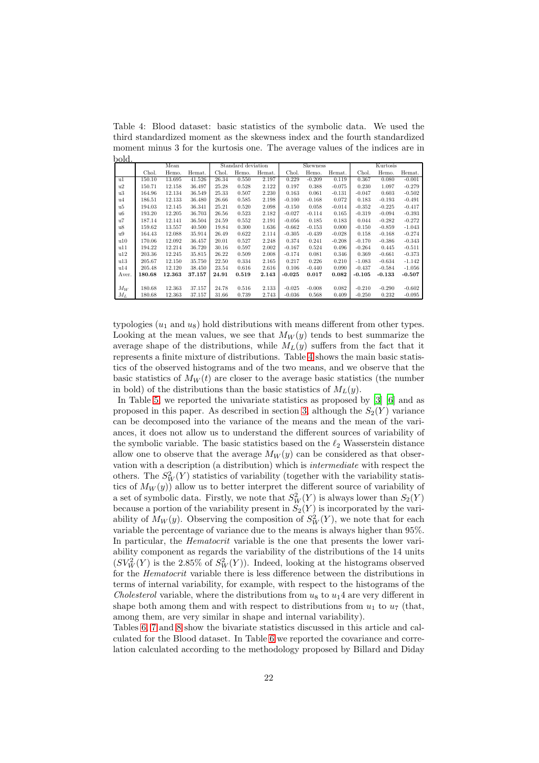Table 4: Blood dataset: basic statistics of the symbolic data. We used the third standardized moment as the skewness index and the fourth standardized moment minus 3 for the kurtosis one. The average values of the indices are in bold.

| | Mean | | | Standard deviation | | | Skewness | | | Kurtosis | | |
|---|---|---|---|---|---|---|---|---|---|---|---|---|
| | Chol. | Hemo. | Hemat. | Chol. | Hemo. | Hemat. | Chol. | Hemo. | Hemat. | Chol. | Hemo. | Hemat. |
| u1 | 150.10 | 13.695 | 41.526 | 26.34 | 0.550 | 2.197 | 0.229 | -0.209 | 0.119 | 0.367 | 0.080 | -0.001 |
| u2 | 150.71 | 12.158 | 36.497 | 25.28 | 0.528 | 2.122 | 0.197 | 0.388 | -0.075 | 0.230 | 1.097 | -0.279 |
| u3 | 164.96 | 12.134 | 36.549 | 25.33 | 0.507 | 2.230 | 0.163 | 0.061 | -0.131 | -0.047 | 0.603 | -0.502 |
| u4 | 186.51 | 12.133 | 36.480 | 26.66 | 0.585 | 2.198 | -0.100 | -0.168 | 0.072 | 0.183 | -0.193 | -0.491 |
| u5 | 194.03 | 12.145 | 36.341 | 25.21 | 0.520 | 2.098 | -0.150 | 0.058 | -0.014 | -0.352 | -0.225 | -0.417 |
| u6 | 193.20 | 12.205 | 36.703 | 26.56 | 0.523 | 2.182 | -0.027 | -0.114 | 0.165 | -0.319 | -0.094 | -0.393 |
| u7 | 187.14 | 12.141 | 36.504 | 24.59 | 0.552 | 2.191 | -0.056 | 0.185 | 0.183 | 0.044 | -0.282 | -0.272 |
| u8 | 159.62 | 13.557 | 40.500 | 19.84 | 0.300 | 1.636 | -0.662 | -0.153 | 0.000 | -0.150 | -0.859 | -1.043 |
| u9 | 164.43 | 12.088 | 35.914 | 26.49 | 0.622 | 2.114 | -0.305 | -0.439 | -0.028 | 0.158 | -0.168 | -0.274 |
| u10 | 170.06 | 12.092 | 36.457 | 20.01 | 0.527 | 2.248 | 0.374 | 0.241 | -0.208 | -0.170 | -0.386 | -0.343 |
| u11 | 194.22 | 12.214 | 36.720 | 30.16 | 0.597 | 2.002 | -0.167 | 0.524 | 0.496 | -0.264 | 0.445 | -0.511 |
| u12 | 203.36 | 12.245 | 35.815 | 26.22 | 0.509 | 2.008 | -0.174 | 0.081 | 0.346 | 0.369 | -0.661 | -0.373 |
| u13 | 205.67 | 12.150 | 35.750 | 22.50 | 0.334 | 2.165 | 0.217 | 0.226 | 0.210 | -1.083 | -0.634 | -1.142 |
| u14 | 205.48 | 12.120 | 38.450 | 23.54 | 0.616 | 2.616 | 0.106 | -0.440 | 0.090 | -0.437 | -0.584 | -1.056 |
| Aver. | **180.68** | **12.363** | **37.157** | **24.91** | **0.519** | **2.143** | **-0.025** | **0.017** | **0.082** | **-0.105** | **-0.133** | **-0.507** |
| $M_W$ | 180.68 | 12.363 | 37.157 | 24.78 | 0.516 | 2.133 | -0.025 | -0.008 | 0.082 | -0.210 | -0.290 | -0.602 |
| $M_L$ | 180.68 | 12.363 | 37.157 | 31.66 | 0.739 | 2.743 | -0.036 | 0.568 | 0.409 | -0.250 | 0.232 | -0.095 |

typologies ($u_1$ and $u_8$) hold distributions with means different from other types. Looking at the mean values, we see that $M_W(y)$ tends to best summarize the average shape of the distributions, while $M_L(y)$ suffers from the fact that it represents a finite mixture of distributions. Table 4 shows the main basic statistics of the observed histograms and of the two means, and we observe that the basic statistics of $M_W(t)$ are closer to the average basic statistics (the number in bold) of the distributions than the basic statistics of $M_L(y)$.

In Table 5, we reported the univariate statistics as proposed by [3] [6] and as proposed in this paper. As described in section 3, although the $S_2(Y)$ variance can be decomposed into the variance of the means and the mean of the variances, it does not allow us to understand the different sources of variability of the symbolic variable. The basic statistics based on the $\ell_2$ Wasserstein distance allow one to observe that the average $M_W(y)$ can be considered as that observation with a description (a distribution) which is *intermediate* with respect the others. The $S^2_W(Y)$ statistics of variability (together with the variability statistics of $M_W(y)$) allow us to better interpret the different source of variability of a set of symbolic data. Firstly, we note that $S^2_W(Y)$ is always lower than $S_2(Y)$ because a portion of the variability present in $S_2(Y)$ is incorporated by the variability of $M_W(y)$. Observing the composition of $S^2_W(Y)$, we note that for each variable the percentage of variance due to the means is always higher than 95%. In particular, the *Hematocrit* variable is the one that presents the lower variability component as regards the variability of the distributions of the 14 units ($SV^2_W(Y)$ is the 2.85% of $S^2_W(Y)$). Indeed, looking at the histograms observed for the *Hematocrit* variable there is less difference between the distributions in terms of internal variability, for example, with respect to the histograms of the *Cholesterol* variable, where the distributions from $u_8$ to $u_14$ are very different in shape both among them and with respect to distributions from $u_1$ to $u_7$ (that, among them, are very similar in shape and internal variability).

Tables 6, 7 and 8 show the bivariate statistics discussed in this article and calculated for the Blood dataset. In Table 6 we reported the covariance and correlation calculated according to the methodology proposed by Billard and Diday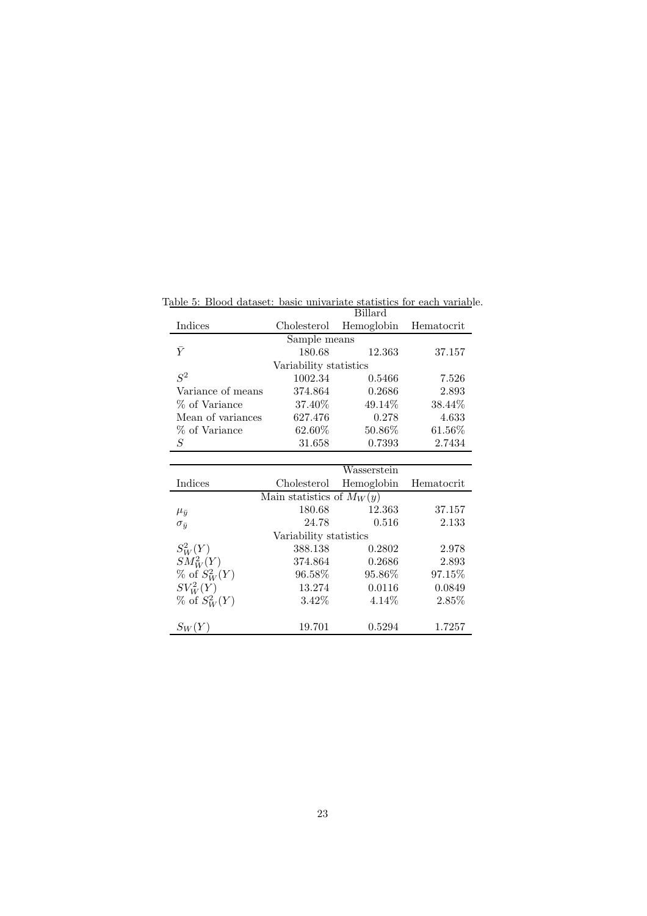Table 5: Blood dataset: basic univariate statistics for each variable.

| | Billard | | |
|---|---|---|---|
| Indices | Cholesterol | Hemoglobin | Hematocrit |
| Sample means | | | |
| $\bar{Y}$ | 180.68 | 12.363 | 37.157 |
| Variability statistics | | | |
| $S^2$ | 1002.34 | 0.5466 | 7.526 |
| Variance of means | 374.864 | 0.2686 | 2.893 |
| % of Variance | 37.40% | 49.14% | 38.44% |
| Mean of variances | 627.476 | 0.278 | 4.633 |
| % of Variance | 62.60% | 50.86% | 61.56% |
| $S$ | 31.658 | 0.7393 | 2.7434 |

| | Wasserstein | | |
|---|---|---|---|
| Indices | Cholesterol | Hemoglobin | Hematocrit |
| Main statistics of $M_W(y)$ | | | |
| $\mu_{\bar{y}}$ | 180.68 | 12.363 | 37.157 |
| $\sigma_{\bar{y}}$ | 24.78 | 0.516 | 2.133 |
| Variability statistics | | | |
| $S_W^2(Y)$ | 388.138 | 0.2802 | 2.978 |
| $SM_W^2(Y)$ | 374.864 | 0.2686 | 2.893 |
| % of $S_W^2(Y)$ | 96.58% | 95.86% | 97.15% |
| $SV_W^2(Y)$ | 13.274 | 0.0116 | 0.0849 |
| % of $S_W^2(Y)$ | 3.42% | 4.14% | 2.85% |
| $S_W(Y)$ | 19.701 | 0.5294 | 1.7257 |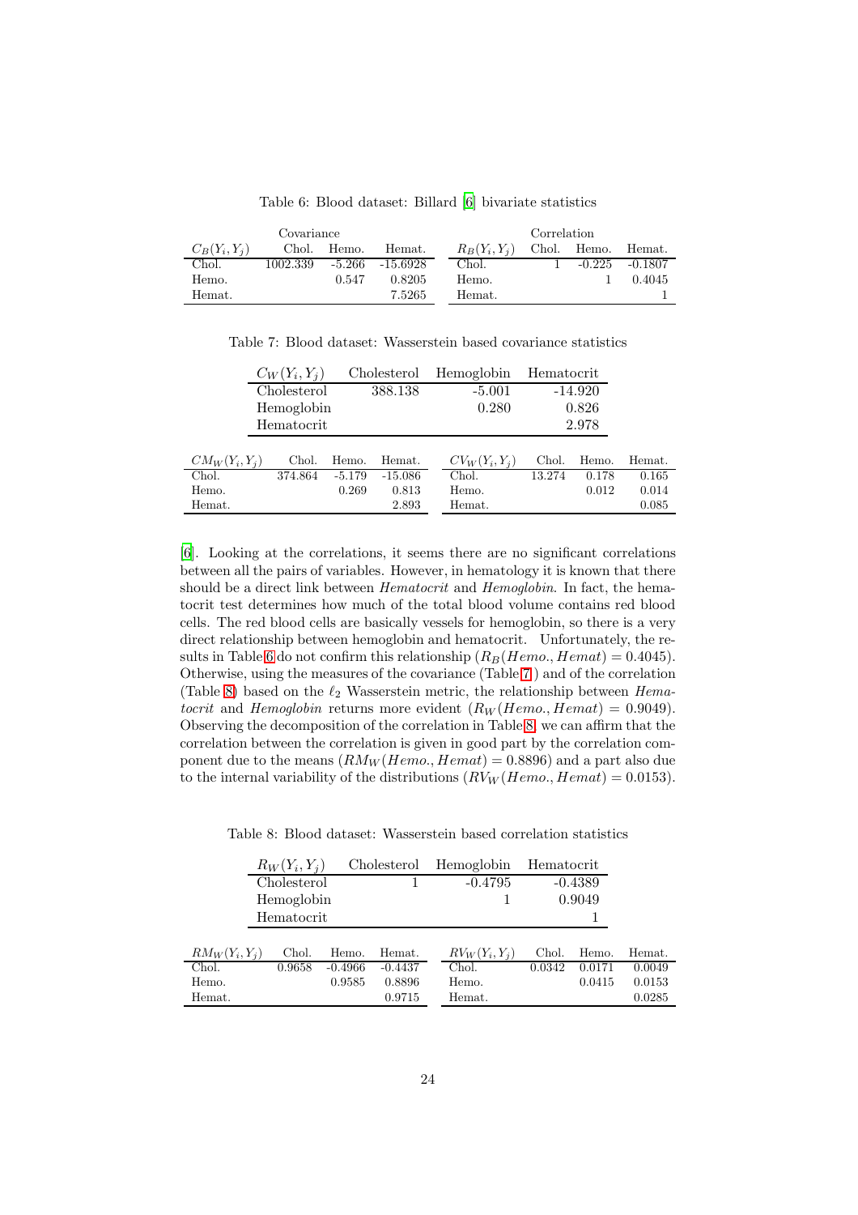Table 6: Blood dataset: Billard [6] bivariate statistics

| Covariance | | | | Correlation | | | |
|---|---|---|---|---|---|---|---|
| $C_B(Y_i, Y_j)$ | Chol. | Hemo. | Hemat. | $R_B(Y_i, Y_j)$ | Chol. | Hemo. | Hemat. |
| Chol. | 1002.339 | -5.266 | -15.6928 | Chol. | 1 | -0.225 | -0.1807 |
| Hemo. | | 0.547 | 0.8205 | Hemo. | | 1 | 0.4045 |
| Hemat. | | | 7.5265 | Hemat. | | | 1 |

Table 7: Blood dataset: Wasserstein based covariance statistics

| $C_W(Y_i, Y_j)$ | Cholesterol | Hemoglobin | Hematocrit |
|---|---|---|---|
| Cholesterol | 388.138 | -5.001 | -14.920 |
| Hemoglobin | | 0.280 | 0.826 |
| Hematocrit | | | 2.978 |

| $CM_W(Y_i, Y_j)$ | Chol. | Hemo. | Hemat. | $CV_W(Y_i, Y_j)$ | Chol. | Hemo. | Hemat. |
|---|---|---|---|---|---|---|---|
| Chol. | 374.864 | -5.179 | -15.086 | Chol. | 13.274 | 0.178 | 0.165 |
| Hemo. | | 0.269 | 0.813 | Hemo. | | 0.012 | 0.014 |
| Hemat. | | | 2.893 | Hemat. | | | 0.085 |

[6]. Looking at the correlations, it seems there are no significant correlations between all the pairs of variables. However, in hematology it is known that there should be a direct link between *Hematocrit* and *Hemoglobin*. In fact, the hematocrit test determines how much of the total blood volume contains red blood cells. The red blood cells are basically vessels for hemoglobin, so there is a very direct relationship between hemoglobin and hematocrit. Unfortunately, the results in Table 6 do not confirm this relationship ($R_B(Hemo., Hemat) = 0.4045$). Otherwise, using the measures of the covariance (Table 7) and of the correlation (Table 8) based on the $\ell_2$ Wasserstein metric, the relationship between *Hematocrit* and *Hemoglobin* returns more evident ($R_W(Hemo., Hemat) = 0.9049$). Observing the decomposition of the correlation in Table 8, we can affirm that the correlation between the correlation is given in good part by the correlation component due to the means ($RM_W(Hemo., Hemat) = 0.8896$) and a part also due to the internal variability of the distributions ($RV_W(Hemo., Hemat) = 0.0153$).

Table 8: Blood dataset: Wasserstein based correlation statistics

| $R_W(Y_i, Y_j)$ | Cholesterol | Hemoglobin | Hematocrit |
|---|---|---|---|
| Cholesterol | 1 | -0.4795 | -0.4389 |
| Hemoglobin | | 1 | 0.9049 |
| Hematocrit | | | 1 |

| $RM_W(Y_i, Y_j)$ | Chol. | Hemo. | Hemat. | $RV_W(Y_i, Y_j)$ | Chol. | Hemo. | Hemat. |
|---|---|---|---|---|---|---|---|
| Chol. | 0.9658 | -0.4966 | -0.4437 | Chol. | 0.0342 | 0.0171 | 0.0049 |
| Hemo. | | 0.9585 | 0.8896 | Hemo. | | 0.0415 | 0.0153 |
| Hemat. | | | 0.9715 | Hemat. | | | 0.0285 |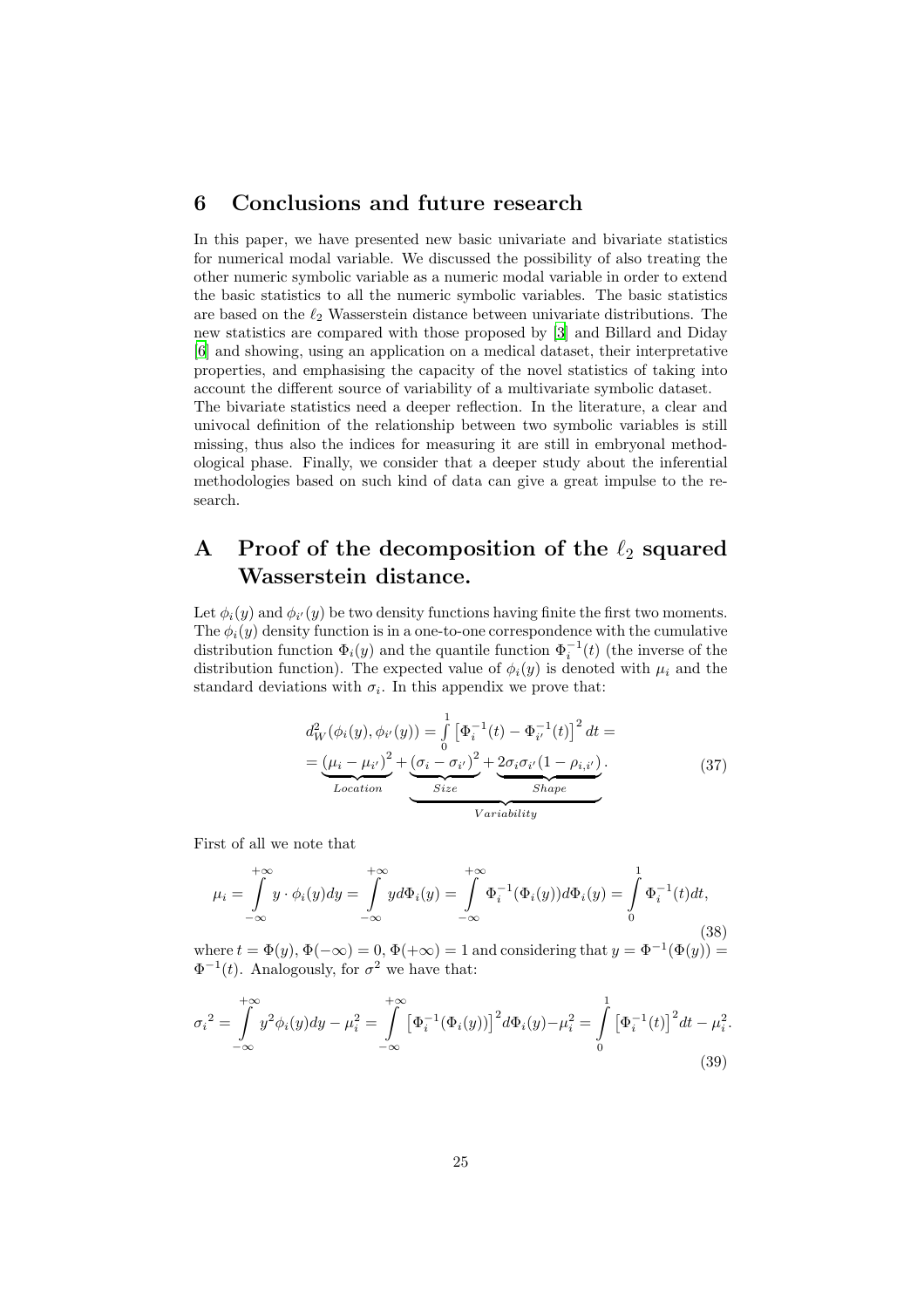## 6 Conclusions and future research

In this paper, we have presented new basic univariate and bivariate statistics for numerical modal variable. We discussed the possibility of also treating the other numeric symbolic variable as a numeric modal variable in order to extend the basic statistics to all the numeric symbolic variables. The basic statistics are based on the $\ell_2$ Wasserstein distance between univariate distributions. The new statistics are compared with those proposed by [3] and Billard and Diday [6] and showing, using an application on a medical dataset, their interpretative properties, and emphasising the capacity of the novel statistics of taking into account the different source of variability of a multivariate symbolic dataset.
The bivariate statistics need a deeper reflection. In the literature, a clear and univocal definition of the relationship between two symbolic variables is still missing, thus also the indices for measuring it are still in embryonal methodological phase. Finally, we consider that a deeper study about the inferential methodologies based on such kind of data can give a great impulse to the research.

## A Proof of the decomposition of the $\ell_2$ squared Wasserstein distance.

Let $\phi_i(y)$ and $\phi_{i'}(y)$ be two density functions having finite the first two moments. The $\phi_i(y)$ density function is in a one-to-one correspondence with the cumulative distribution function $\Phi_i(y)$ and the quantile function $\Phi_i^{-1}(t)$ (the inverse of the distribution function). The expected value of $\phi_i(y)$ is denoted with $\mu_i$ and the standard deviations with $\sigma_i$. In this appendix we prove that:

$$
\begin{aligned}
&d_W^2(\phi_i(y),\phi_{i'}(y)) = \int_0^1 \left[\Phi_i^{-1}(t)-\Phi_{i'}^{-1}(t)\right]^2 dt = \\
&= \underbrace{(\mu_i-\mu_{i'})^2}_{Location} + \underbrace{\underbrace{(\sigma_i-\sigma_{i'})^2}_{Size} + \underbrace{2\sigma_i\sigma_{i'}(1-\rho_{i,i'})}_{Shape}}_{Variability}.
\end{aligned}
\tag{37}
$$

First of all we note that

$$
\mu_i = \int_{-\infty}^{+\infty} y\cdot\phi_i(y)dy = \int_{-\infty}^{+\infty} y d\Phi_i(y) = \int_{-\infty}^{+\infty} \Phi_i^{-1}(\Phi_i(y))d\Phi_i(y) = \int_0^1 \Phi_i^{-1}(t)dt,
\tag{38}
$$

where $t=\Phi(y)$, $\Phi(-\infty)=0$, $\Phi(+\infty)=1$ and considering that $y=\Phi^{-1}(\Phi(y))=\Phi^{-1}(t)$. Analogously, for $\sigma^2$ we have that:

$$
{\sigma_i}^2 = \int_{-\infty}^{+\infty} y^2\phi_i(y)dy - \mu_i^2 = \int_{-\infty}^{+\infty} \left[\Phi_i^{-1}(\Phi_i(y))\right]^2 d\Phi_i(y) - \mu_i^2 = \int_0^1 \left[\Phi_i^{-1}(t)\right]^2 dt - \mu_i^2.
\tag{39}
$$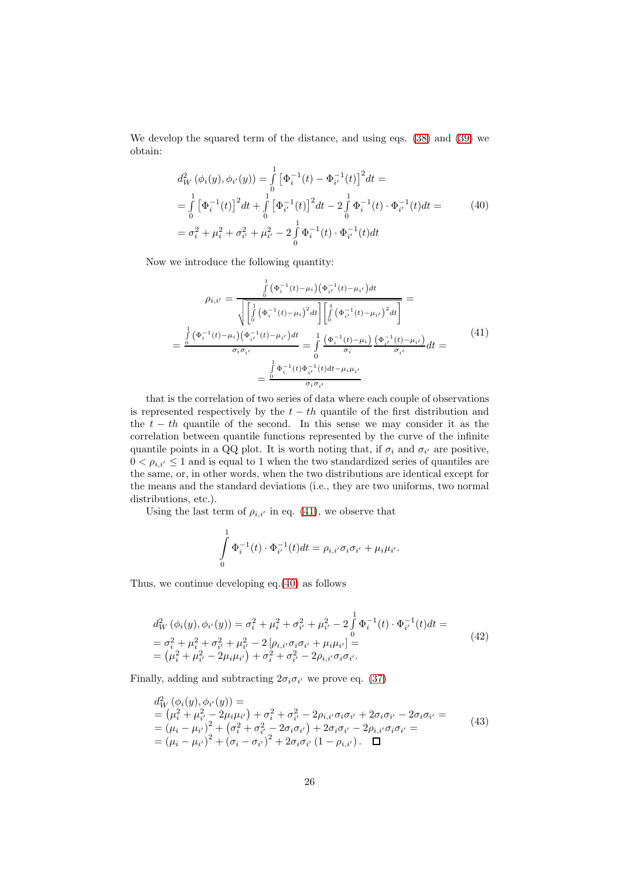We develop the squared term of the distance, and using eqs. (38) and (39) we obtain:

$$
\begin{aligned}
& d_W^2\left(\phi_i(y), \phi_{i'}(y)\right) = \int_0^1 \left[\Phi_i^{-1}(t) - \Phi_{i'}^{-1}(t)\right]^2 dt = \\
& = \int_0^1 \left[\Phi_i^{-1}(t)\right]^2 dt + \int_0^1 \left[\Phi_{i'}^{-1}(t)\right]^2 dt - 2\int_0^1 \Phi_i^{-1}(t) \cdot \Phi_{i'}^{-1}(t) dt = \\
& = \sigma_i^2 + \mu_i^2 + \sigma_{i'}^2 + \mu_{i'}^2 - 2\int_0^1 \Phi_i^{-1}(t) \cdot \Phi_{i'}^{-1}(t) dt
\end{aligned}
\tag{40}
$$

Now we introduce the following quantity:

$$
\begin{aligned}
\rho_{i,i'} &= \frac{\int_0^1 \left(\Phi_i^{-1}(t) - \mu_i\right)\left(\Phi_{i'}^{-1}(t) - \mu_{i'}\right) dt}{\sqrt{\left[\int_0^1 \left(\Phi_i^{-1}(t) - \mu_i\right)^2 dt\right]\left[\int_0^1 \left(\Phi_{i'}^{-1}(t) - \mu_{i'}\right)^2 dt\right]}} = \\
&= \frac{\int_0^1 \left(\Phi_i^{-1}(t) - \mu_i\right)\left(\Phi_{i'}^{-1}(t) - \mu_{i'}\right) dt}{\sigma_i \sigma_{i'}} = \int_0^1 \frac{\left(\Phi_i^{-1}(t) - \mu_i\right)}{\sigma_i} \frac{\left(\Phi_{i'}^{-1}(t) - \mu_{i'}\right)}{\sigma_{i'}} dt = \\
&= \frac{\int_0^1 \Phi_i^{-1}(t)\Phi_{i'}^{-1}(t) dt - \mu_i \mu_{i'}}{\sigma_i \sigma_{i'}}
\end{aligned}
\tag{41}
$$

that is the correlation of two series of data where each couple of observations is represented respectively by the $t-th$ quantile of the first distribution and the $t-th$ quantile of the second. In this sense we may consider it as the correlation between quantile functions represented by the curve of the infinite quantile points in a QQ plot. It is worth noting that, if $\sigma_i$ and $\sigma_{i'}$ are positive, $0 < \rho_{i,i'} \leq 1$ and is equal to 1 when the two standardized series of quantiles are the same, or, in other words, when the two distributions are identical except for the means and the standard deviations (i.e., they are two uniforms, two normal distributions, etc.).

Using the last term of $\rho_{i,i'}$ in eq. (41), we observe that

$$
\int_0^1 \Phi_i^{-1}(t) \cdot \Phi_{i'}^{-1}(t) dt = \rho_{i,i'} \sigma_i \sigma_{i'} + \mu_i \mu_{i'}.
$$

Thus, we continue developing eq.(40) as follows

$$
\begin{aligned}
& d_W^2\left(\phi_i(y), \phi_{i'}(y)\right) = \sigma_i^2 + \mu_i^2 + \sigma_{i'}^2 + \mu_{i'}^2 - 2\int_0^1 \Phi_i^{-1}(t) \cdot \Phi_{i'}^{-1}(t) dt = \\
& = \sigma_i^2 + \mu_i^2 + \sigma_{i'}^2 + \mu_{i'}^2 - 2\left[\rho_{i,i'} \sigma_i \sigma_{i'} + \mu_i \mu_{i'}\right] = \\
& = \left(\mu_i^2 + \mu_{i'}^2 - 2\mu_i \mu_{i'}\right) + \sigma_i^2 + \sigma_{i'}^2 - 2\rho_{i,i'} \sigma_i \sigma_{i'}.
\end{aligned}
\tag{42}
$$

Finally, adding and subtracting $2\sigma_i \sigma_{i'}$ we prove eq. (37)

$$
\begin{aligned}
& d_W^2\left(\phi_i(y), \phi_{i'}(y)\right) = \\
& = \left(\mu_i^2 + \mu_{i'}^2 - 2\mu_i \mu_{i'}\right) + \sigma_i^2 + \sigma_{i'}^2 - 2\rho_{i,i'} \sigma_i \sigma_{i'} + 2\sigma_i \sigma_{i'} - 2\sigma_i \sigma_{i'} = \\
& = \left(\mu_i - \mu_{i'}\right)^2 + \left(\sigma_i^2 + \sigma_{i'}^2 - 2\sigma_i \sigma_{i'}\right) + 2\sigma_i \sigma_{i'} - 2\rho_{i,i'} \sigma_i \sigma_{i'} = \\
& = \left(\mu_i - \mu_{i'}\right)^2 + \left(\sigma_i - \sigma_{i'}\right)^2 + 2\sigma_i \sigma_{i'}\left(1 - \rho_{i,i'}\right). \quad \square
\end{aligned}
\tag{43}
$$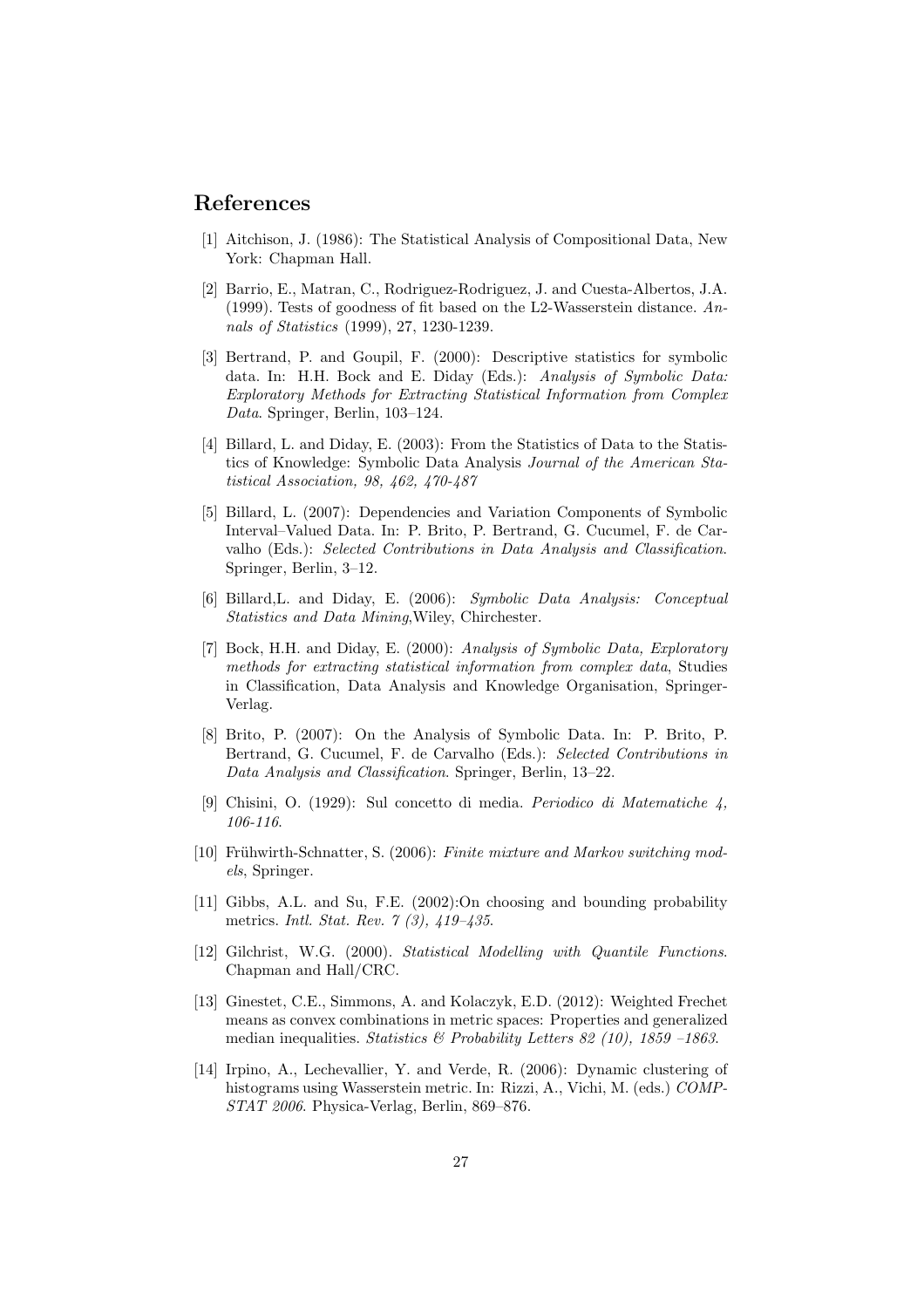## References

[1] Aitchison, J. (1986): The Statistical Analysis of Compositional Data, New York: Chapman Hall.

[2] Barrio, E., Matran, C., Rodriguez-Rodriguez, J. and Cuesta-Albertos, J.A. (1999). Tests of goodness of fit based on the L2-Wasserstein distance. *Annals of Statistics* (1999), 27, 1230-1239.

[3] Bertrand, P. and Goupil, F. (2000): Descriptive statistics for symbolic data. In: H.H. Bock and E. Diday (Eds.): *Analysis of Symbolic Data: Exploratory Methods for Extracting Statistical Information from Complex Data*. Springer, Berlin, 103–124.

[4] Billard, L. and Diday, E. (2003): From the Statistics of Data to the Statistics of Knowledge: Symbolic Data Analysis *Journal of the American Statistical Association, 98, 462, 470-487*

[5] Billard, L. (2007): Dependencies and Variation Components of Symbolic Interval–Valued Data. In: P. Brito, P. Bertrand, G. Cucumel, F. de Carvalho (Eds.): *Selected Contributions in Data Analysis and Classification*. Springer, Berlin, 3–12.

[6] Billard,L. and Diday, E. (2006): *Symbolic Data Analysis: Conceptual Statistics and Data Mining*,Wiley, Chirchester.

[7] Bock, H.H. and Diday, E. (2000): *Analysis of Symbolic Data, Exploratory methods for extracting statistical information from complex data*, Studies in Classification, Data Analysis and Knowledge Organisation, Springer-Verlag.

[8] Brito, P. (2007): On the Analysis of Symbolic Data. In: P. Brito, P. Bertrand, G. Cucumel, F. de Carvalho (Eds.): *Selected Contributions in Data Analysis and Classification*. Springer, Berlin, 13–22.

[9] Chisini, O. (1929): Sul concetto di media. *Periodico di Matematiche 4, 106-116*.

[10] Frühwirth-Schnatter, S. (2006): *Finite mixture and Markov switching models*, Springer.

[11] Gibbs, A.L. and Su, F.E. (2002):On choosing and bounding probability metrics. *Intl. Stat. Rev. 7 (3), 419–435*.

[12] Gilchrist, W.G. (2000). *Statistical Modelling with Quantile Functions*. Chapman and Hall/CRC.

[13] Ginestet, C.E., Simmons, A. and Kolaczyk, E.D. (2012): Weighted Frechet means as convex combinations in metric spaces: Properties and generalized median inequalities. *Statistics & Probability Letters 82 (10), 1859 –1863*.

[14] Irpino, A., Lechevallier, Y. and Verde, R. (2006): Dynamic clustering of histograms using Wasserstein metric. In: Rizzi, A., Vichi, M. (eds.) *COMPSTAT 2006*. Physica-Verlag, Berlin, 869–876.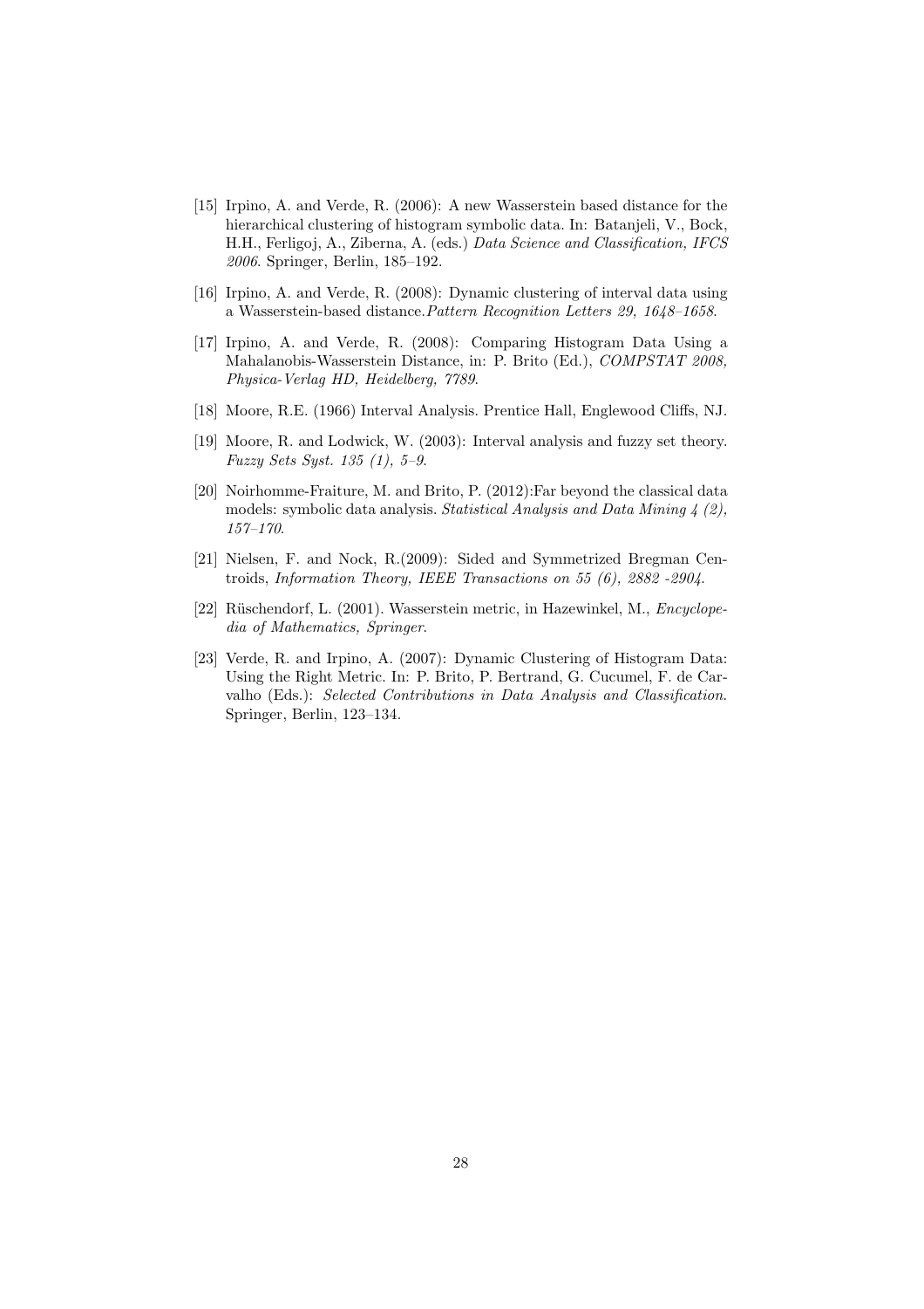[15] Irpino, A. and Verde, R. (2006): A new Wasserstein based distance for the hierarchical clustering of histogram symbolic data. In: Batanjeli, V., Bock, H.H., Ferligoj, A., Ziberna, A. (eds.) *Data Science and Classification, IFCS 2006*. Springer, Berlin, 185–192.

[16] Irpino, A. and Verde, R. (2008): Dynamic clustering of interval data using a Wasserstein-based distance.*Pattern Recognition Letters 29, 1648–1658*.

[17] Irpino, A. and Verde, R. (2008): Comparing Histogram Data Using a Mahalanobis-Wasserstein Distance, in: P. Brito (Ed.), *COMPSTAT 2008, Physica-Verlag HD, Heidelberg, 7789*.

[18] Moore, R.E. (1966) Interval Analysis. Prentice Hall, Englewood Cliffs, NJ.

[19] Moore, R. and Lodwick, W. (2003): Interval analysis and fuzzy set theory. *Fuzzy Sets Syst. 135 (1), 5–9*.

[20] Noirhomme-Fraiture, M. and Brito, P. (2012):Far beyond the classical data models: symbolic data analysis. *Statistical Analysis and Data Mining 4 (2), 157–170*.

[21] Nielsen, F. and Nock, R.(2009): Sided and Symmetrized Bregman Centroids, *Information Theory, IEEE Transactions on 55 (6), 2882 -2904*.

[22] Rüschendorf, L. (2001). Wasserstein metric, in Hazewinkel, M., *Encyclopedia of Mathematics, Springer*.

[23] Verde, R. and Irpino, A. (2007): Dynamic Clustering of Histogram Data: Using the Right Metric. In: P. Brito, P. Bertrand, G. Cucumel, F. de Carvalho (Eds.): *Selected Contributions in Data Analysis and Classification*. Springer, Berlin, 123–134.